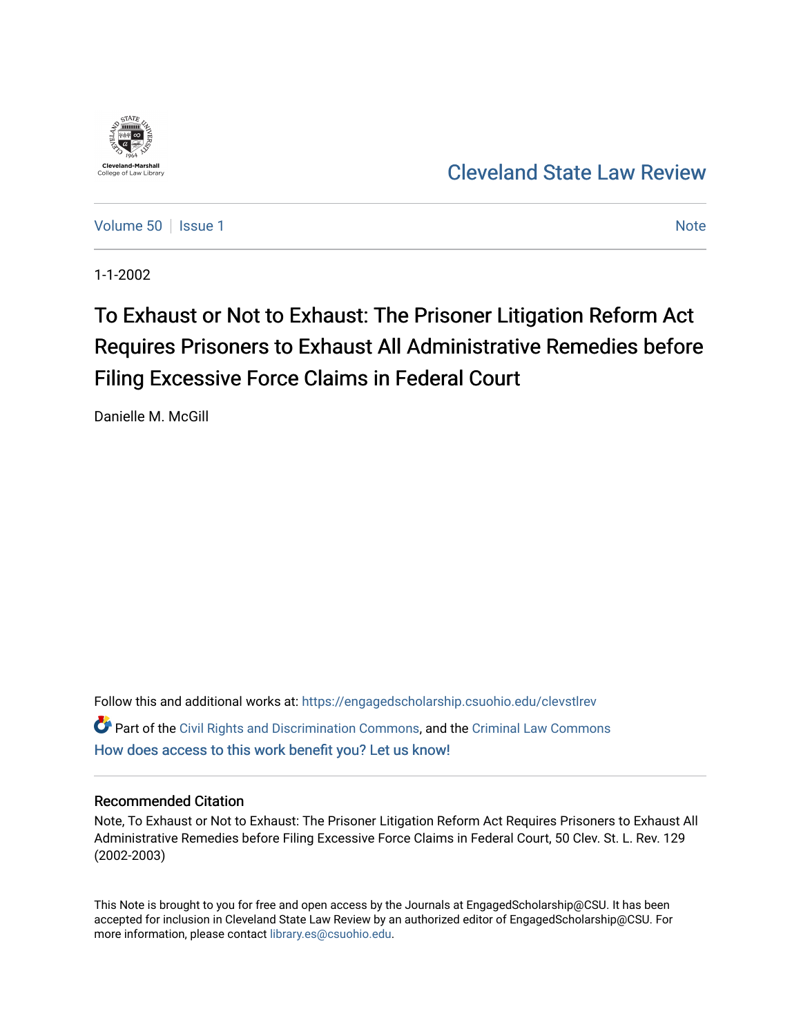Cleveland-Marshall College of Law Library

# Cleveland State Law Review

Volume 50 | Issue 1 | Note

1-1-2002

# To Exhaust or Not to Exhaust: The Prisoner Litigation Reform Act Requires Prisoners to Exhaust All Administrative Remedies before Filing Excessive Force Claims in Federal Court

Danielle M. McGill

Follow this and additional works at: https://engagedscholarship.csuohio.edu/clevstlrev

Part of the Civil Rights and Discrimination Commons, and the Criminal Law Commons

How does access to this work benefit you? Let us know!

## Recommended Citation

Note, To Exhaust or Not to Exhaust: The Prisoner Litigation Reform Act Requires Prisoners to Exhaust All Administrative Remedies before Filing Excessive Force Claims in Federal Court, 50 Clev. St. L. Rev. 129 (2002-2003)

This Note is brought to you for free and open access by the Journals at EngagedScholarship@CSU. It has been accepted for inclusion in Cleveland State Law Review by an authorized editor of EngagedScholarship@CSU. For more information, please contact library.es@csuohio.edu.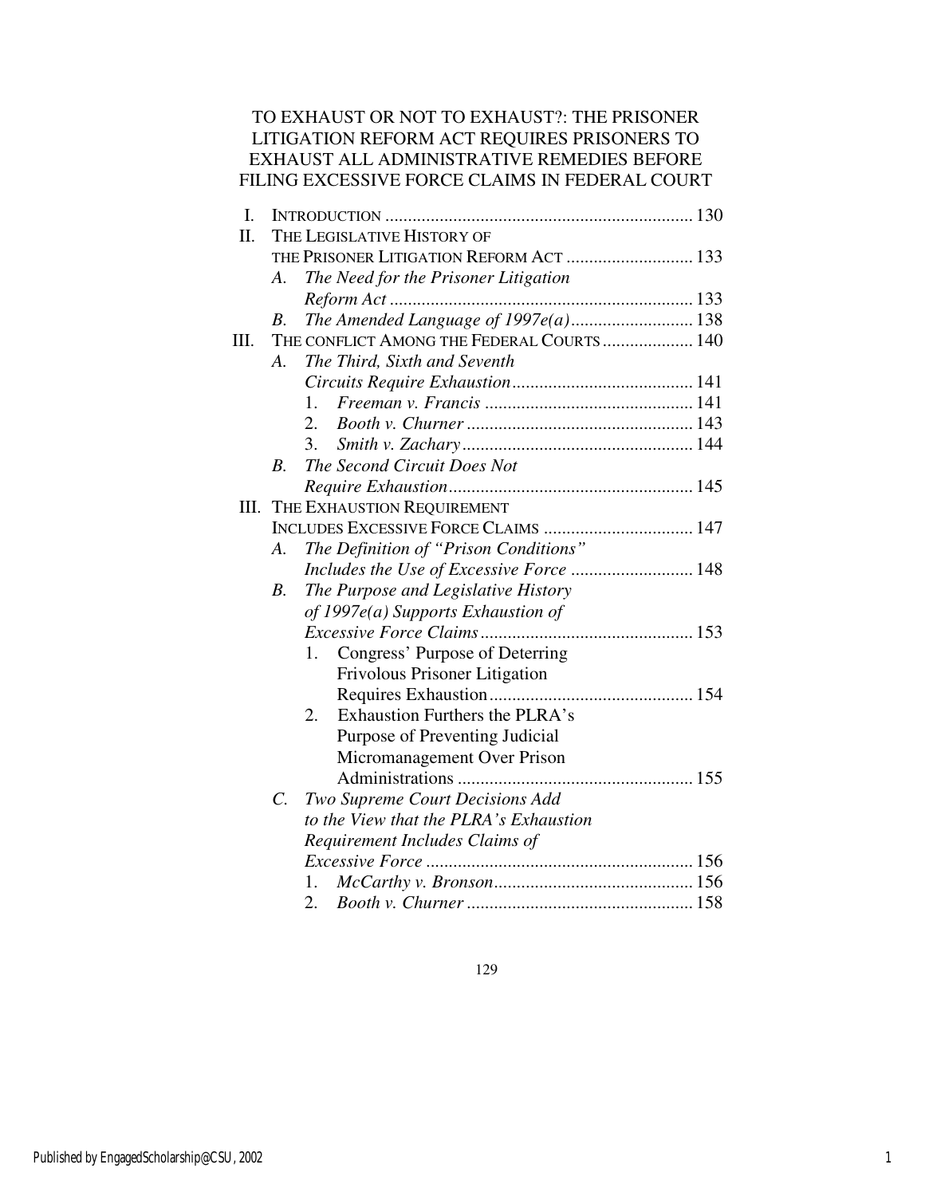# TO EXHAUST OR NOT TO EXHAUST?: THE PRISONER LITIGATION REFORM ACT REQUIRES PRISONERS TO EXHAUST ALL ADMINISTRATIVE REMEDIES BEFORE FILING EXCESSIVE FORCE CLAIMS IN FEDERAL COURT

I. INTRODUCTION .................................................................... 130
II. THE LEGISLATIVE HISTORY OF THE PRISONER LITIGATION REFORM ACT ............................ 133
  A. *The Need for the Prisoner Litigation Reform Act* .................................................................. 133
  B. *The Amended Language of 1997e(a)*........................... 138
III. THE CONFLICT AMONG THE FEDERAL COURTS .................... 140
  A. *The Third, Sixth and Seventh Circuits Require Exhaustion*........................................ 141
    1. *Freeman v. Francis* .............................................. 141
    2. *Booth v. Churner* .................................................. 143
    3. *Smith v. Zachary*.................................................. 144
  B. *The Second Circuit Does Not Require Exhaustion*...................................................... 145
III. THE EXHAUSTION REQUIREMENT INCLUDES EXCESSIVE FORCE CLAIMS ................................. 147
  A. *The Definition of "Prison Conditions" Includes the Use of Excessive Force* ........................... 148
  B. *The Purpose and Legislative History of 1997e(a) Supports Exhaustion of Excessive Force Claims*............................................... 153
    1. Congress' Purpose of Deterring Frivolous Prisoner Litigation Requires Exhaustion............................................. 154
    2. Exhaustion Furthers the PLRA's Purpose of Preventing Judicial Micromanagement Over Prison Administrations .................................................... 155
  C. *Two Supreme Court Decisions Add to the View that the PLRA's Exhaustion Requirement Includes Claims of Excessive Force* ........................................................... 156
    1. *McCarthy v. Bronson*............................................ 156
    2. *Booth v. Churner* .................................................. 158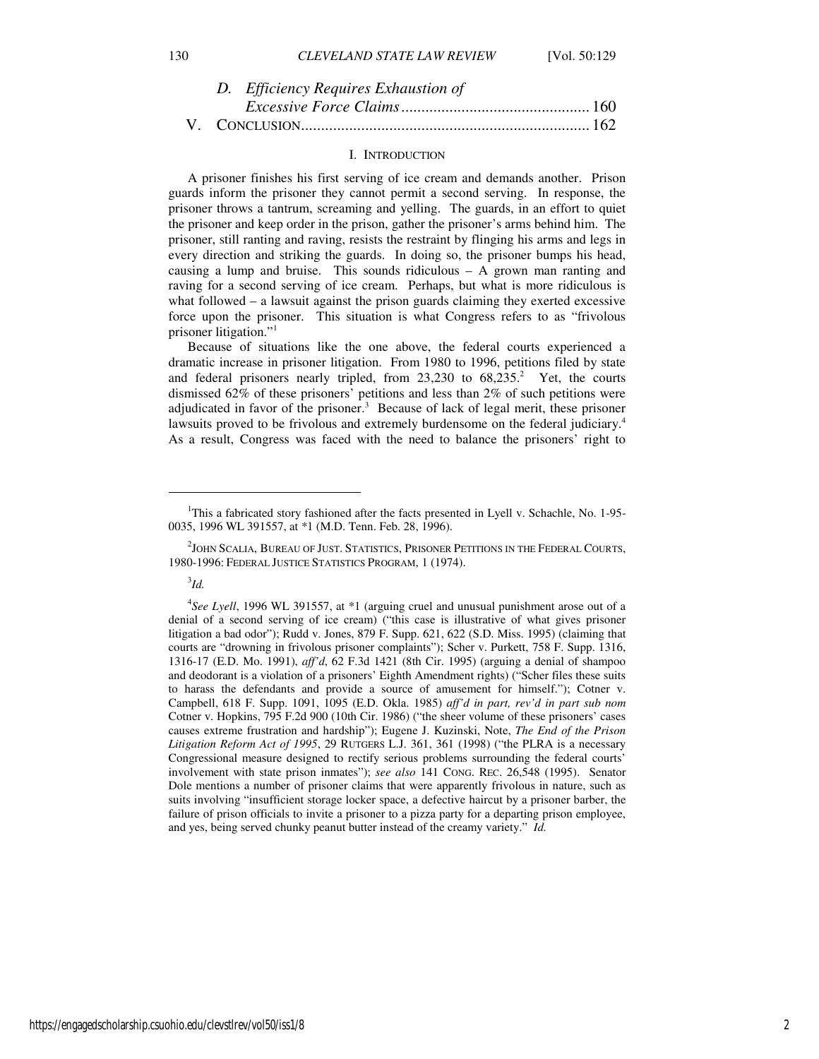D. *Efficiency Requires Exhaustion of Excessive Force Claims* ............................................ 160

V. CONCLUSION........................................................................ 162

## I. INTRODUCTION

A prisoner finishes his first serving of ice cream and demands another. Prison guards inform the prisoner they cannot permit a second serving. In response, the prisoner throws a tantrum, screaming and yelling. The guards, in an effort to quiet the prisoner and keep order in the prison, gather the prisoner's arms behind him. The prisoner, still ranting and raving, resists the restraint by flinging his arms and legs in every direction and striking the guards. In doing so, the prisoner bumps his head, causing a lump and bruise. This sounds ridiculous – A grown man ranting and raving for a second serving of ice cream. Perhaps, but what is more ridiculous is what followed – a lawsuit against the prison guards claiming they exerted excessive force upon the prisoner. This situation is what Congress refers to as "frivolous prisoner litigation."[1]

Because of situations like the one above, the federal courts experienced a dramatic increase in prisoner litigation. From 1980 to 1996, petitions filed by state and federal prisoners nearly tripled, from 23,230 to 68,235.[2] Yet, the courts dismissed 62% of these prisoners' petitions and less than 2% of such petitions were adjudicated in favor of the prisoner.[3] Because of lack of legal merit, these prisoner lawsuits proved to be frivolous and extremely burdensome on the federal judiciary.[4] As a result, Congress was faced with the need to balance the prisoners' right to

---

[1]This a fabricated story fashioned after the facts presented in Lyell v. Schachle, No. 1-95-0035, 1996 WL 391557, at *1 (M.D. Tenn. Feb. 28, 1996).

[2]JOHN SCALIA, BUREAU OF JUST. STATISTICS, PRISONER PETITIONS IN THE FEDERAL COURTS, 1980-1996: FEDERAL JUSTICE STATISTICS PROGRAM, 1 (1974).

[3]*Id.*

[4]*See Lyell*, 1996 WL 391557, at *1 (arguing cruel and unusual punishment arose out of a denial of a second serving of ice cream) ("this case is illustrative of what gives prisoner litigation a bad odor"); Rudd v. Jones, 879 F. Supp. 621, 622 (S.D. Miss. 1995) (claiming that courts are "drowning in frivolous prisoner complaints"); Scher v. Purkett, 758 F. Supp. 1316, 1316-17 (E.D. Mo. 1991), *aff'd*, 62 F.3d 1421 (8th Cir. 1995) (arguing a denial of shampoo and deodorant is a violation of a prisoners' Eighth Amendment rights) ("Scher files these suits to harass the defendants and provide a source of amusement for himself."); Cotner v. Campbell, 618 F. Supp. 1091, 1095 (E.D. Okla. 1985) *aff'd in part, rev'd in part sub nom* Cotner v. Hopkins, 795 F.2d 900 (10th Cir. 1986) ("the sheer volume of these prisoners' cases causes extreme frustration and hardship"); Eugene J. Kuzinski, Note, *The End of the Prison Litigation Reform Act of 1995*, 29 RUTGERS L.J. 361, 361 (1998) ("the PLRA is a necessary Congressional measure designed to rectify serious problems surrounding the federal courts' involvement with state prison inmates"); *see also* 141 CONG. REC. 26,548 (1995). Senator Dole mentions a number of prisoner claims that were apparently frivolous in nature, such as suits involving "insufficient storage locker space, a defective haircut by a prisoner barber, the failure of prison officials to invite a prisoner to a pizza party for a departing prison employee, and yes, being served chunky peanut butter instead of the creamy variety." *Id.*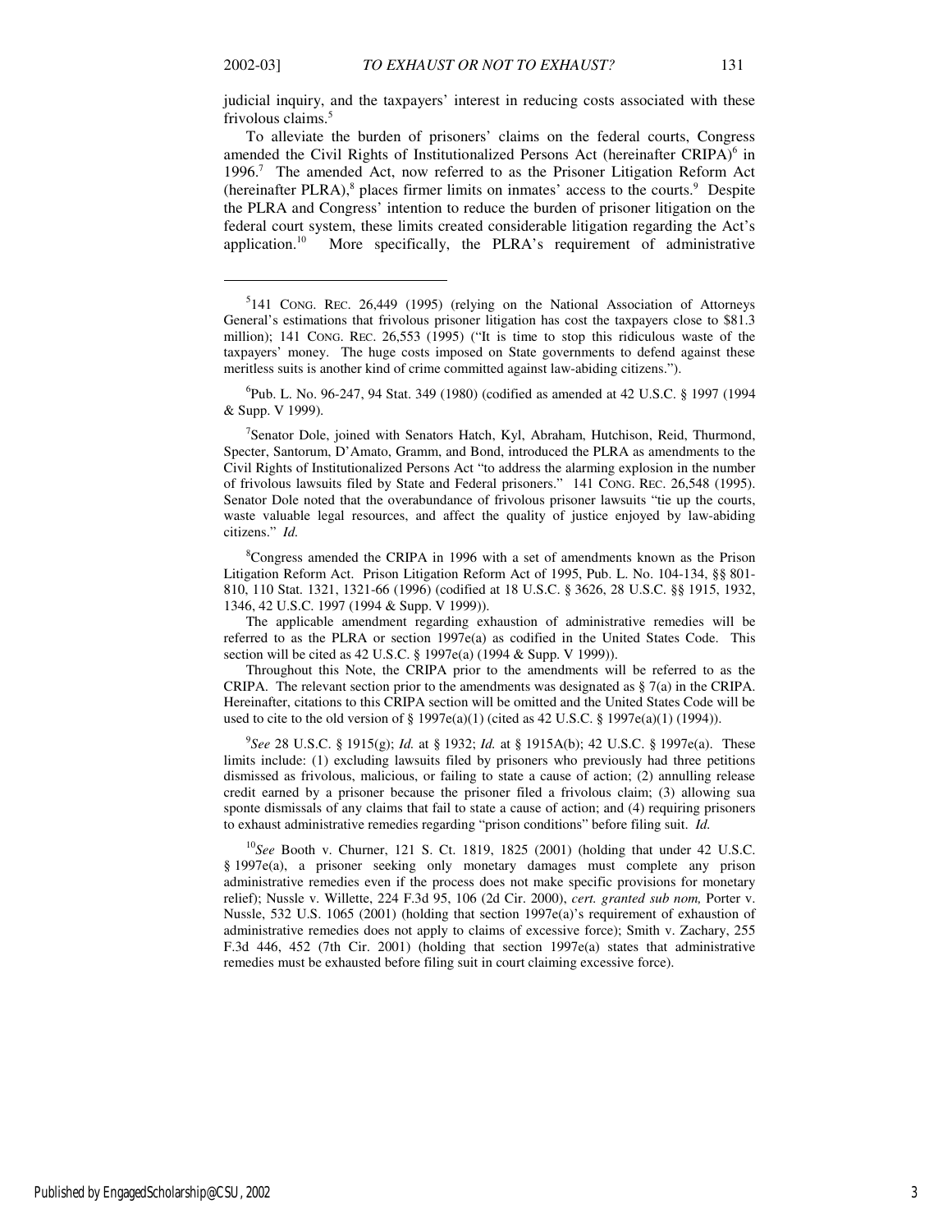judicial inquiry, and the taxpayers' interest in reducing costs associated with these frivolous claims.[5]

To alleviate the burden of prisoners' claims on the federal courts, Congress amended the Civil Rights of Institutionalized Persons Act (hereinafter CRIPA)[6] in 1996.[7] The amended Act, now referred to as the Prisoner Litigation Reform Act (hereinafter PLRA),[8] places firmer limits on inmates' access to the courts.[9] Despite the PLRA and Congress' intention to reduce the burden of prisoner litigation on the federal court system, these limits created considerable litigation regarding the Act's application.[10] More specifically, the PLRA's requirement of administrative

---

[5]141 CONG. REC. 26,449 (1995) (relying on the National Association of Attorneys General's estimations that frivolous prisoner litigation has cost the taxpayers close to $81.3 million); 141 CONG. REC. 26,553 (1995) ("It is time to stop this ridiculous waste of the taxpayers' money. The huge costs imposed on State governments to defend against these meritless suits is another kind of crime committed against law-abiding citizens.").

[6]Pub. L. No. 96-247, 94 Stat. 349 (1980) (codified as amended at 42 U.S.C. § 1997 (1994 & Supp. V 1999).

[7]Senator Dole, joined with Senators Hatch, Kyl, Abraham, Hutchison, Reid, Thurmond, Specter, Santorum, D'Amato, Gramm, and Bond, introduced the PLRA as amendments to the Civil Rights of Institutionalized Persons Act "to address the alarming explosion in the number of frivolous lawsuits filed by State and Federal prisoners." 141 CONG. REC. 26,548 (1995). Senator Dole noted that the overabundance of frivolous prisoner lawsuits "tie up the courts, waste valuable legal resources, and affect the quality of justice enjoyed by law-abiding citizens." *Id.*

[8]Congress amended the CRIPA in 1996 with a set of amendments known as the Prison Litigation Reform Act. Prison Litigation Reform Act of 1995, Pub. L. No. 104-134, §§ 801-810, 110 Stat. 1321, 1321-66 (1996) (codified at 18 U.S.C. § 3626, 28 U.S.C. §§ 1915, 1932, 1346, 42 U.S.C. 1997 (1994 & Supp. V 1999)).

The applicable amendment regarding exhaustion of administrative remedies will be referred to as the PLRA or section 1997e(a) as codified in the United States Code. This section will be cited as 42 U.S.C. § 1997e(a) (1994 & Supp. V 1999)).

Throughout this Note, the CRIPA prior to the amendments will be referred to as the CRIPA. The relevant section prior to the amendments was designated as § 7(a) in the CRIPA. Hereinafter, citations to this CRIPA section will be omitted and the United States Code will be used to cite to the old version of § 1997e(a)(1) (cited as 42 U.S.C. § 1997e(a)(1) (1994)).

[9]*See* 28 U.S.C. § 1915(g); *Id.* at § 1932; *Id.* at § 1915A(b); 42 U.S.C. § 1997e(a). These limits include: (1) excluding lawsuits filed by prisoners who previously had three petitions dismissed as frivolous, malicious, or failing to state a cause of action; (2) annulling release credit earned by a prisoner because the prisoner filed a frivolous claim; (3) allowing sua sponte dismissals of any claims that fail to state a cause of action; and (4) requiring prisoners to exhaust administrative remedies regarding "prison conditions" before filing suit. *Id.*

[10]*See* Booth v. Churner, 121 S. Ct. 1819, 1825 (2001) (holding that under 42 U.S.C. § 1997e(a), a prisoner seeking only monetary damages must complete any prison administrative remedies even if the process does not make specific provisions for monetary relief); Nussle v. Willette, 224 F.3d 95, 106 (2d Cir. 2000), *cert. granted sub nom,* Porter v. Nussle, 532 U.S. 1065 (2001) (holding that section 1997e(a)'s requirement of exhaustion of administrative remedies does not apply to claims of excessive force); Smith v. Zachary, 255 F.3d 446, 452 (7th Cir. 2001) (holding that section 1997e(a) states that administrative remedies must be exhausted before filing suit in court claiming excessive force).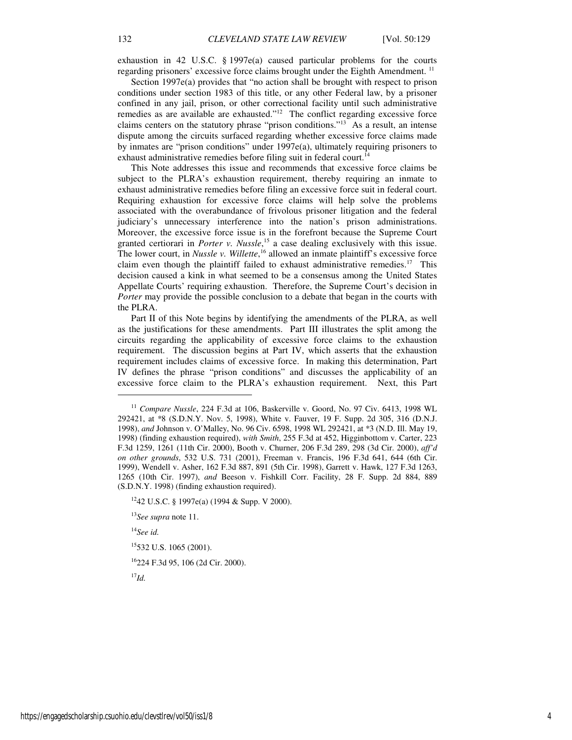exhaustion in 42 U.S.C. § 1997e(a) caused particular problems for the courts regarding prisoners' excessive force claims brought under the Eighth Amendment. [11]

Section 1997e(a) provides that "no action shall be brought with respect to prison conditions under section 1983 of this title, or any other Federal law, by a prisoner confined in any jail, prison, or other correctional facility until such administrative remedies as are available are exhausted."[12] The conflict regarding excessive force claims centers on the statutory phrase "prison conditions."[13] As a result, an intense dispute among the circuits surfaced regarding whether excessive force claims made by inmates are "prison conditions" under 1997e(a), ultimately requiring prisoners to exhaust administrative remedies before filing suit in federal court.[14]

This Note addresses this issue and recommends that excessive force claims be subject to the PLRA's exhaustion requirement, thereby requiring an inmate to exhaust administrative remedies before filing an excessive force suit in federal court. Requiring exhaustion for excessive force claims will help solve the problems associated with the overabundance of frivolous prisoner litigation and the federal judiciary's unnecessary interference into the nation's prison administrations. Moreover, the excessive force issue is in the forefront because the Supreme Court granted certiorari in *Porter v. Nussle*,[15] a case dealing exclusively with this issue. The lower court, in *Nussle v. Willette*,[16] allowed an inmate plaintiff's excessive force claim even though the plaintiff failed to exhaust administrative remedies.[17] This decision caused a kink in what seemed to be a consensus among the United States Appellate Courts' requiring exhaustion. Therefore, the Supreme Court's decision in *Porter* may provide the possible conclusion to a debate that began in the courts with the PLRA.

Part II of this Note begins by identifying the amendments of the PLRA, as well as the justifications for these amendments. Part III illustrates the split among the circuits regarding the applicability of excessive force claims to the exhaustion requirement. The discussion begins at Part IV, which asserts that the exhaustion requirement includes claims of excessive force. In making this determination, Part IV defines the phrase "prison conditions" and discusses the applicability of an excessive force claim to the PLRA's exhaustion requirement. Next, this Part

---

[11] *Compare Nussle*, 224 F.3d at 106, Baskerville v. Goord, No. 97 Civ. 6413, 1998 WL 292421, at *8 (S.D.N.Y. Nov. 5, 1998), White v. Fauver, 19 F. Supp. 2d 305, 316 (D.N.J. 1998), *and* Johnson v. O'Malley, No. 96 Civ. 6598, 1998 WL 292421, at *3 (N.D. Ill. May 19, 1998) (finding exhaustion required), *with Smith*, 255 F.3d at 452, Higginbottom v. Carter, 223 F.3d 1259, 1261 (11th Cir. 2000), Booth v. Churner, 206 F.3d 289, 298 (3d Cir. 2000), *aff'd on other grounds*, 532 U.S. 731 (2001), Freeman v. Francis, 196 F.3d 641, 644 (6th Cir. 1999), Wendell v. Asher, 162 F.3d 887, 891 (5th Cir. 1998), Garrett v. Hawk, 127 F.3d 1263, 1265 (10th Cir. 1997), *and* Beeson v. Fishkill Corr. Facility, 28 F. Supp. 2d 884, 889 (S.D.N.Y. 1998) (finding exhaustion required).

[12] 42 U.S.C. § 1997e(a) (1994 & Supp. V 2000).

[13] *See supra* note 11.

[14] *See id.*

[15] 532 U.S. 1065 (2001).

[16] 224 F.3d 95, 106 (2d Cir. 2000).

[17] *Id.*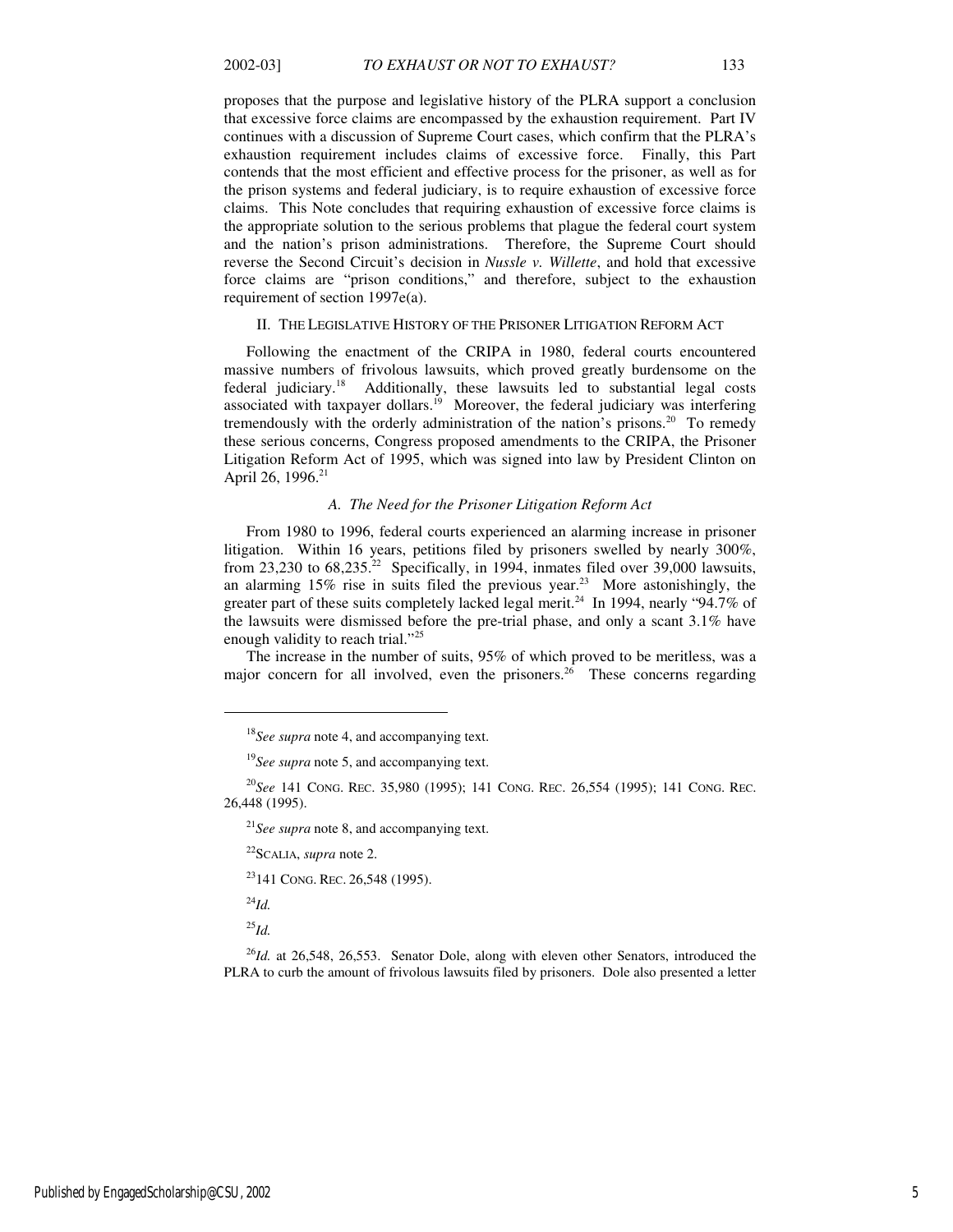proposes that the purpose and legislative history of the PLRA support a conclusion that excessive force claims are encompassed by the exhaustion requirement. Part IV continues with a discussion of Supreme Court cases, which confirm that the PLRA's exhaustion requirement includes claims of excessive force. Finally, this Part contends that the most efficient and effective process for the prisoner, as well as for the prison systems and federal judiciary, is to require exhaustion of excessive force claims. This Note concludes that requiring exhaustion of excessive force claims is the appropriate solution to the serious problems that plague the federal court system and the nation's prison administrations. Therefore, the Supreme Court should reverse the Second Circuit's decision in *Nussle v. Willette*, and hold that excessive force claims are "prison conditions," and therefore, subject to the exhaustion requirement of section 1997e(a).

## II. The Legislative History of the Prisoner Litigation Reform Act

Following the enactment of the CRIPA in 1980, federal courts encountered massive numbers of frivolous lawsuits, which proved greatly burdensome on the federal judiciary.[18] Additionally, these lawsuits led to substantial legal costs associated with taxpayer dollars.[19] Moreover, the federal judiciary was interfering tremendously with the orderly administration of the nation's prisons.[20] To remedy these serious concerns, Congress proposed amendments to the CRIPA, the Prisoner Litigation Reform Act of 1995, which was signed into law by President Clinton on April 26, 1996.[21]

### *A. The Need for the Prisoner Litigation Reform Act*

From 1980 to 1996, federal courts experienced an alarming increase in prisoner litigation. Within 16 years, petitions filed by prisoners swelled by nearly 300%, from 23,230 to 68,235.[22] Specifically, in 1994, inmates filed over 39,000 lawsuits, an alarming 15% rise in suits filed the previous year.[23] More astonishingly, the greater part of these suits completely lacked legal merit.[24] In 1994, nearly "94.7% of the lawsuits were dismissed before the pre-trial phase, and only a scant 3.1% have enough validity to reach trial."[25]

The increase in the number of suits, 95% of which proved to be meritless, was a major concern for all involved, even the prisoners.[26] These concerns regarding

---

[18]*See supra* note 4, and accompanying text.

[19]*See supra* note 5, and accompanying text.

[20]*See* 141 CONG. REC. 35,980 (1995); 141 CONG. REC. 26,554 (1995); 141 CONG. REC. 26,448 (1995).

[21]*See supra* note 8, and accompanying text.

[22]SCALIA, *supra* note 2.

[23]141 CONG. REC. 26,548 (1995).

[24]*Id.*

[25]*Id.*

[26]*Id.* at 26,548, 26,553. Senator Dole, along with eleven other Senators, introduced the PLRA to curb the amount of frivolous lawsuits filed by prisoners. Dole also presented a letter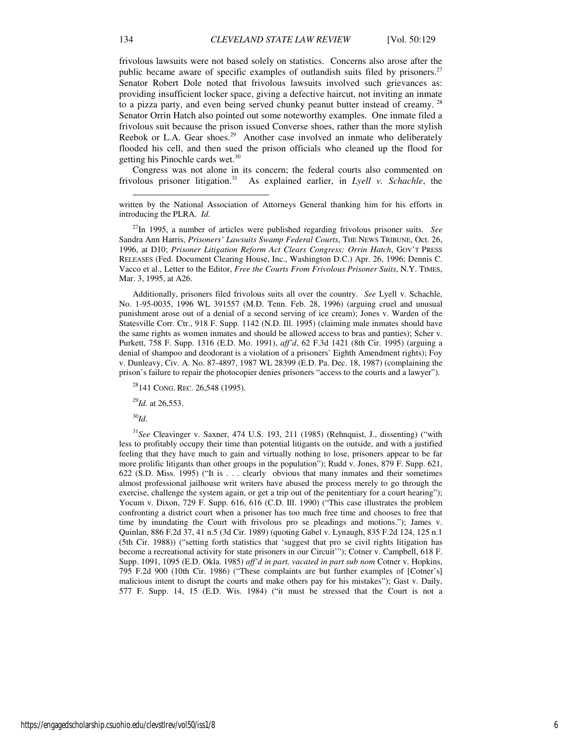frivolous lawsuits were not based solely on statistics. Concerns also arose after the public became aware of specific examples of outlandish suits filed by prisoners.[27] Senator Robert Dole noted that frivolous lawsuits involved such grievances as: providing insufficient locker space, giving a defective haircut, not inviting an inmate to a pizza party, and even being served chunky peanut butter instead of creamy.[28] Senator Orrin Hatch also pointed out some noteworthy examples. One inmate filed a frivolous suit because the prison issued Converse shoes, rather than the more stylish Reebok or L.A. Gear shoes.[29] Another case involved an inmate who deliberately flooded his cell, and then sued the prison officials who cleaned up the flood for getting his Pinochle cards wet.[30]

Congress was not alone in its concern; the federal courts also commented on frivolous prisoner litigation.[31] As explained earlier, in *Lyell v. Schachle*, the

---

written by the National Association of Attorneys General thanking him for his efforts in introducing the PLRA. *Id.*

[27]In 1995, a number of articles were published regarding frivolous prisoner suits. *See* Sandra Ann Harris, *Prisoners' Lawsuits Swamp Federal Courts*, THE NEWS TRIBUNE, Oct. 26, 1996, at D10; *Prisoner Litigation Reform Act Clears Congress; Orrin Hatch*, GOV'T PRESS RELEASES (Fed. Document Clearing House, Inc., Washington D.C.) Apr. 26, 1996; Dennis C. Vacco et al., Letter to the Editor, *Free the Courts From Frivolous Prisoner Suits*, N.Y. TIMES, Mar. 3, 1995, at A26.

Additionally, prisoners filed frivolous suits all over the country. *See* Lyell v. Schachle, No. 1-95-0035, 1996 WL 391557 (M.D. Tenn. Feb. 28, 1996) (arguing cruel and unusual punishment arose out of a denial of a second serving of ice cream); Jones v. Warden of the Statesville Corr. Ctr., 918 F. Supp. 1142 (N.D. Ill. 1995) (claiming male inmates should have the same rights as women inmates and should be allowed access to bras and panties); Scher v. Purkett, 758 F. Supp. 1316 (E.D. Mo. 1991), *aff'd*, 62 F.3d 1421 (8th Cir. 1995) (arguing a denial of shampoo and deodorant is a violation of a prisoners' Eighth Amendment rights); Foy v. Dunleavy, Civ. A. No. 87-4897, 1987 WL 28399 (E.D. Pa. Dec. 18, 1987) (complaining the prison's failure to repair the photocopier denies prisoners "access to the courts and a lawyer").

[28]141 CONG. REC. 26,548 (1995).

[29]*Id.* at 26,553.

[30]*Id.*

[31]*See* Cleavinger v. Saxner, 474 U.S. 193, 211 (1985) (Rehnquist, J., dissenting) ("with less to profitably occupy their time than potential litigants on the outside, and with a justified feeling that they have much to gain and virtually nothing to lose, prisoners appear to be far more prolific litigants than other groups in the population"); Rudd v. Jones, 879 F. Supp. 621, 622 (S.D. Miss. 1995) ("It is . . . clearly obvious that many inmates and their sometimes almost professional jailhouse writ writers have abused the process merely to go through the exercise, challenge the system again, or get a trip out of the penitentiary for a court hearing"); Yocum v. Dixon, 729 F. Supp. 616, 616 (C.D. Ill. 1990) ("This case illustrates the problem confronting a district court when a prisoner has too much free time and chooses to free that time by inundating the Court with frivolous pro se pleadings and motions."); James v. Quinlan, 886 F.2d 37, 41 n.5 (3d Cir. 1989) (quoting Gabel v. Lynaugh, 835 F.2d 124, 125 n.1 (5th Cir. 1988)) ("setting forth statistics that 'suggest that pro se civil rights litigation has become a recreational activity for state prisoners in our Circuit'"); Cotner v. Campbell, 618 F. Supp. 1091, 1095 (E.D. Okla. 1985) *aff'd in part, vacated in part sub nom* Cotner v. Hopkins, 795 F.2d 900 (10th Cir. 1986) ("These complaints are but further examples of [Cotner's] malicious intent to disrupt the courts and make others pay for his mistakes"); Gast v. Daily, 577 F. Supp. 14, 15 (E.D. Wis. 1984) ("it must be stressed that the Court is not a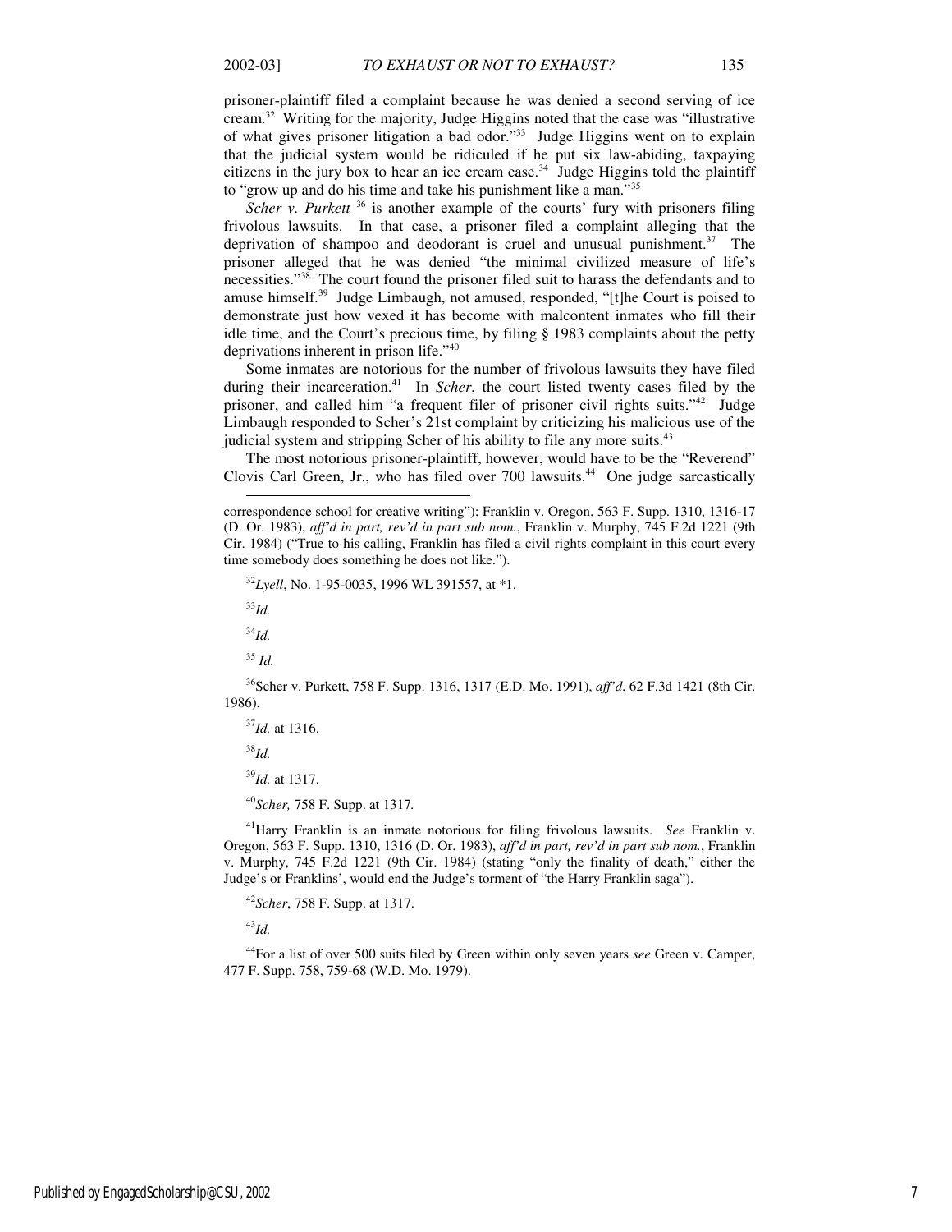prisoner-plaintiff filed a complaint because he was denied a second serving of ice cream.[32] Writing for the majority, Judge Higgins noted that the case was "illustrative of what gives prisoner litigation a bad odor."[33] Judge Higgins went on to explain that the judicial system would be ridiculed if he put six law-abiding, taxpaying citizens in the jury box to hear an ice cream case.[34] Judge Higgins told the plaintiff to "grow up and do his time and take his punishment like a man."[35]

*Scher v. Purkett* [36] is another example of the courts' fury with prisoners filing frivolous lawsuits. In that case, a prisoner filed a complaint alleging that the deprivation of shampoo and deodorant is cruel and unusual punishment.[37] The prisoner alleged that he was denied "the minimal civilized measure of life's necessities."[38] The court found the prisoner filed suit to harass the defendants and to amuse himself.[39] Judge Limbaugh, not amused, responded, "[t]he Court is poised to demonstrate just how vexed it has become with malcontent inmates who fill their idle time, and the Court's precious time, by filing § 1983 complaints about the petty deprivations inherent in prison life."[40]

Some inmates are notorious for the number of frivolous lawsuits they have filed during their incarceration.[41] In *Scher*, the court listed twenty cases filed by the prisoner, and called him "a frequent filer of prisoner civil rights suits."[42] Judge Limbaugh responded to Scher's 21st complaint by criticizing his malicious use of the judicial system and stripping Scher of his ability to file any more suits.[43]

The most notorious prisoner-plaintiff, however, would have to be the "Reverend" Clovis Carl Green, Jr., who has filed over 700 lawsuits.[44] One judge sarcastically

---

correspondence school for creative writing"); Franklin v. Oregon, 563 F. Supp. 1310, 1316-17 (D. Or. 1983), *aff'd in part, rev'd in part sub nom.*, Franklin v. Murphy, 745 F.2d 1221 (9th Cir. 1984) ("True to his calling, Franklin has filed a civil rights complaint in this court every time somebody does something he does not like.").

[32] *Lyell*, No. 1-95-0035, 1996 WL 391557, at *1.

[33] *Id.*

[34] *Id.*

[35] *Id.*

[36] Scher v. Purkett, 758 F. Supp. 1316, 1317 (E.D. Mo. 1991), *aff'd*, 62 F.3d 1421 (8th Cir. 1986).

[37] *Id.* at 1316.

[38] *Id.*

[39] *Id.* at 1317.

[40] *Scher,* 758 F. Supp. at 1317.

[41] Harry Franklin is an inmate notorious for filing frivolous lawsuits. *See* Franklin v. Oregon, 563 F. Supp. 1310, 1316 (D. Or. 1983), *aff'd in part, rev'd in part sub nom.*, Franklin v. Murphy, 745 F.2d 1221 (9th Cir. 1984) (stating "only the finality of death," either the Judge's or Franklins', would end the Judge's torment of "the Harry Franklin saga").

[42] *Scher*, 758 F. Supp. at 1317.

[43] *Id.*

[44] For a list of over 500 suits filed by Green within only seven years *see* Green v. Camper, 477 F. Supp. 758, 759-68 (W.D. Mo. 1979).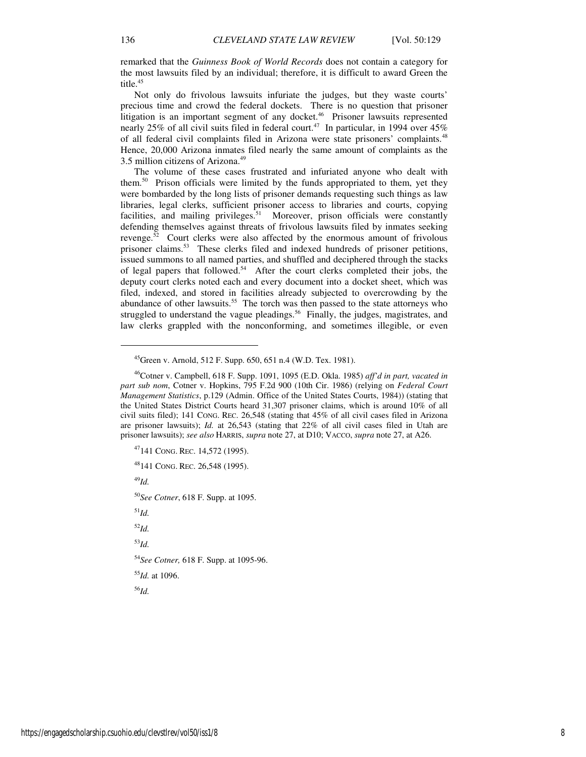remarked that the *Guinness Book of World Records* does not contain a category for the most lawsuits filed by an individual; therefore, it is difficult to award Green the title.[45]

Not only do frivolous lawsuits infuriate the judges, but they waste courts' precious time and crowd the federal dockets. There is no question that prisoner litigation is an important segment of any docket.[46] Prisoner lawsuits represented nearly 25% of all civil suits filed in federal court.[47] In particular, in 1994 over 45% of all federal civil complaints filed in Arizona were state prisoners' complaints.[48] Hence, 20,000 Arizona inmates filed nearly the same amount of complaints as the 3.5 million citizens of Arizona.[49]

The volume of these cases frustrated and infuriated anyone who dealt with them.[50] Prison officials were limited by the funds appropriated to them, yet they were bombarded by the long lists of prisoner demands requesting such things as law libraries, legal clerks, sufficient prisoner access to libraries and courts, copying facilities, and mailing privileges.[51] Moreover, prison officials were constantly defending themselves against threats of frivolous lawsuits filed by inmates seeking revenge.[52] Court clerks were also affected by the enormous amount of frivolous prisoner claims.[53] These clerks filed and indexed hundreds of prisoner petitions, issued summons to all named parties, and shuffled and deciphered through the stacks of legal papers that followed.[54] After the court clerks completed their jobs, the deputy court clerks noted each and every document into a docket sheet, which was filed, indexed, and stored in facilities already subjected to overcrowding by the abundance of other lawsuits.[55] The torch was then passed to the state attorneys who struggled to understand the vague pleadings.[56] Finally, the judges, magistrates, and law clerks grappled with the nonconforming, and sometimes illegible, or even

---

[45] Green v. Arnold, 512 F. Supp. 650, 651 n.4 (W.D. Tex. 1981).

[46] Cotner v. Campbell, 618 F. Supp. 1091, 1095 (E.D. Okla. 1985) *aff'd in part, vacated in part sub nom*, Cotner v. Hopkins, 795 F.2d 900 (10th Cir. 1986) (relying on *Federal Court Management Statistics*, p.129 (Admin. Office of the United States Courts, 1984)) (stating that the United States District Courts heard 31,307 prisoner claims, which is around 10% of all civil suits filed); 141 CONG. REC. 26,548 (stating that 45% of all civil cases filed in Arizona are prisoner lawsuits); *Id.* at 26,543 (stating that 22% of all civil cases filed in Utah are prisoner lawsuits); *see also* HARRIS, *supra* note 27, at D10; VACCO, *supra* note 27, at A26.

[47] 141 CONG. REC. 14,572 (1995).

[48] 141 CONG. REC. 26,548 (1995).

[49] *Id.*

[50] *See Cotner*, 618 F. Supp. at 1095.

[51] *Id.*

[52] *Id.*

[53] *Id.*

[54] *See Cotner,* 618 F. Supp. at 1095-96.

[55] *Id.* at 1096.

[56] *Id.*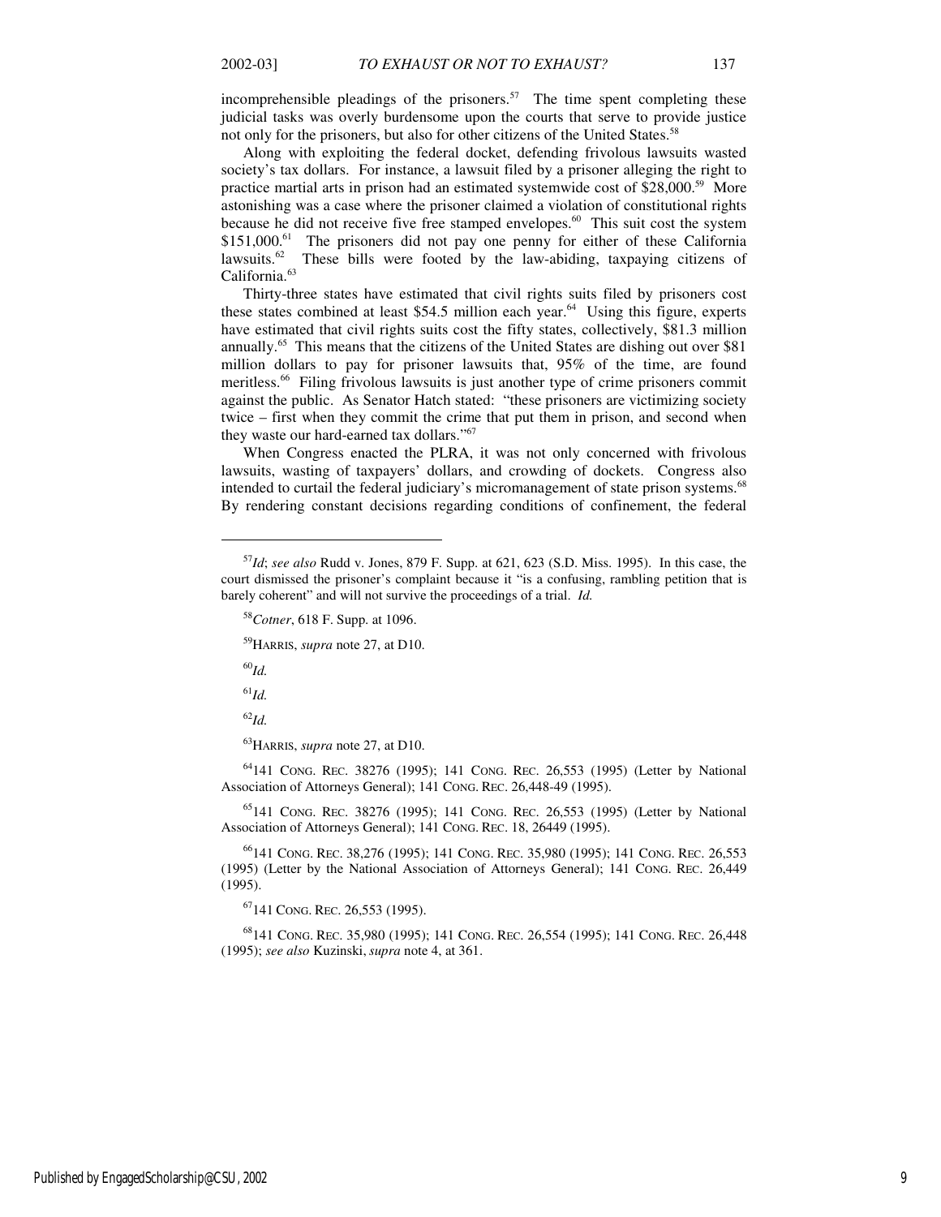incomprehensible pleadings of the prisoners.[57] The time spent completing these judicial tasks was overly burdensome upon the courts that serve to provide justice not only for the prisoners, but also for other citizens of the United States.[58]

Along with exploiting the federal docket, defending frivolous lawsuits wasted society's tax dollars. For instance, a lawsuit filed by a prisoner alleging the right to practice martial arts in prison had an estimated systemwide cost of $28,000.[59] More astonishing was a case where the prisoner claimed a violation of constitutional rights because he did not receive five free stamped envelopes.[60] This suit cost the system $151,000.[61] The prisoners did not pay one penny for either of these California lawsuits.[62] These bills were footed by the law-abiding, taxpaying citizens of California.[63]

Thirty-three states have estimated that civil rights suits filed by prisoners cost these states combined at least $54.5 million each year.[64] Using this figure, experts have estimated that civil rights suits cost the fifty states, collectively, $81.3 million annually.[65] This means that the citizens of the United States are dishing out over $81 million dollars to pay for prisoner lawsuits that, 95% of the time, are found meritless.[66] Filing frivolous lawsuits is just another type of crime prisoners commit against the public. As Senator Hatch stated: "these prisoners are victimizing society twice – first when they commit the crime that put them in prison, and second when they waste our hard-earned tax dollars."[67]

When Congress enacted the PLRA, it was not only concerned with frivolous lawsuits, wasting of taxpayers' dollars, and crowding of dockets. Congress also intended to curtail the federal judiciary's micromanagement of state prison systems.[68] By rendering constant decisions regarding conditions of confinement, the federal

---

[57] *Id*; *see also* Rudd v. Jones, 879 F. Supp. at 621, 623 (S.D. Miss. 1995). In this case, the court dismissed the prisoner's complaint because it "is a confusing, rambling petition that is barely coherent" and will not survive the proceedings of a trial. *Id.*

[58] *Cotner*, 618 F. Supp. at 1096.

[59] HARRIS, *supra* note 27, at D10.

[60] *Id.*

[61] *Id.*

[62] *Id.*

[63] HARRIS, *supra* note 27, at D10.

[64] 141 CONG. REC. 38276 (1995); 141 CONG. REC. 26,553 (1995) (Letter by National Association of Attorneys General); 141 CONG. REC. 26,448-49 (1995).

[65] 141 CONG. REC. 38276 (1995); 141 CONG. REC. 26,553 (1995) (Letter by National Association of Attorneys General); 141 CONG. REC. 18, 26449 (1995).

[66] 141 CONG. REC. 38,276 (1995); 141 CONG. REC. 35,980 (1995); 141 CONG. REC. 26,553 (1995) (Letter by the National Association of Attorneys General); 141 CONG. REC. 26,449 (1995).

[67] 141 CONG. REC. 26,553 (1995).

[68] 141 CONG. REC. 35,980 (1995); 141 CONG. REC. 26,554 (1995); 141 CONG. REC. 26,448 (1995); *see also* Kuzinski, *supra* note 4, at 361.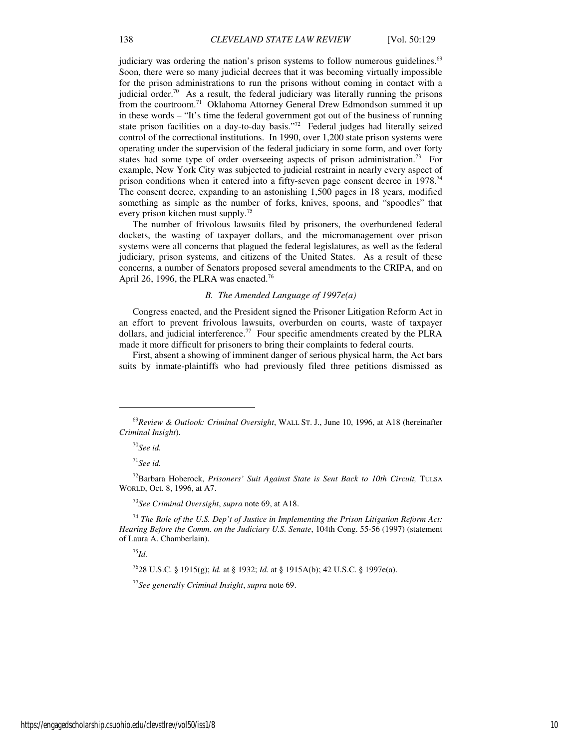judiciary was ordering the nation's prison systems to follow numerous guidelines.[69] Soon, there were so many judicial decrees that it was becoming virtually impossible for the prison administrations to run the prisons without coming in contact with a judicial order.[70] As a result, the federal judiciary was literally running the prisons from the courtroom.[71] Oklahoma Attorney General Drew Edmondson summed it up in these words – "It's time the federal government got out of the business of running state prison facilities on a day-to-day basis."[72] Federal judges had literally seized control of the correctional institutions. In 1990, over 1,200 state prison systems were operating under the supervision of the federal judiciary in some form, and over forty states had some type of order overseeing aspects of prison administration.[73] For example, New York City was subjected to judicial restraint in nearly every aspect of prison conditions when it entered into a fifty-seven page consent decree in 1978.[74] The consent decree, expanding to an astonishing 1,500 pages in 18 years, modified something as simple as the number of forks, knives, spoons, and "spoodles" that every prison kitchen must supply.[75]

The number of frivolous lawsuits filed by prisoners, the overburdened federal dockets, the wasting of taxpayer dollars, and the micromanagement over prison systems were all concerns that plagued the federal legislatures, as well as the federal judiciary, prison systems, and citizens of the United States. As a result of these concerns, a number of Senators proposed several amendments to the CRIPA, and on April 26, 1996, the PLRA was enacted.[76]

### *B. The Amended Language of 1997e(a)*

Congress enacted, and the President signed the Prisoner Litigation Reform Act in an effort to prevent frivolous lawsuits, overburden on courts, waste of taxpayer dollars, and judicial interference.[77] Four specific amendments created by the PLRA made it more difficult for prisoners to bring their complaints to federal courts.

First, absent a showing of imminent danger of serious physical harm, the Act bars suits by inmate-plaintiffs who had previously filed three petitions dismissed as

---

[69] *Review & Outlook: Criminal Oversight*, WALL ST. J., June 10, 1996, at A18 (hereinafter *Criminal Insight*).

[70] *See id.*

[71] *See id.*

[72] Barbara Hoberock, *Prisoners' Suit Against State is Sent Back to 10th Circuit,* TULSA WORLD, Oct. 8, 1996, at A7.

[73] *See Criminal Oversight*, *supra* note 69, at A18.

[74] *The Role of the U.S. Dep't of Justice in Implementing the Prison Litigation Reform Act: Hearing Before the Comm. on the Judiciary U.S. Senate*, 104th Cong. 55-56 (1997) (statement of Laura A. Chamberlain).

[75] *Id.*

[76] 28 U.S.C. § 1915(g); *Id.* at § 1932; *Id.* at § 1915A(b); 42 U.S.C. § 1997e(a).

[77] *See generally Criminal Insight*, *supra* note 69.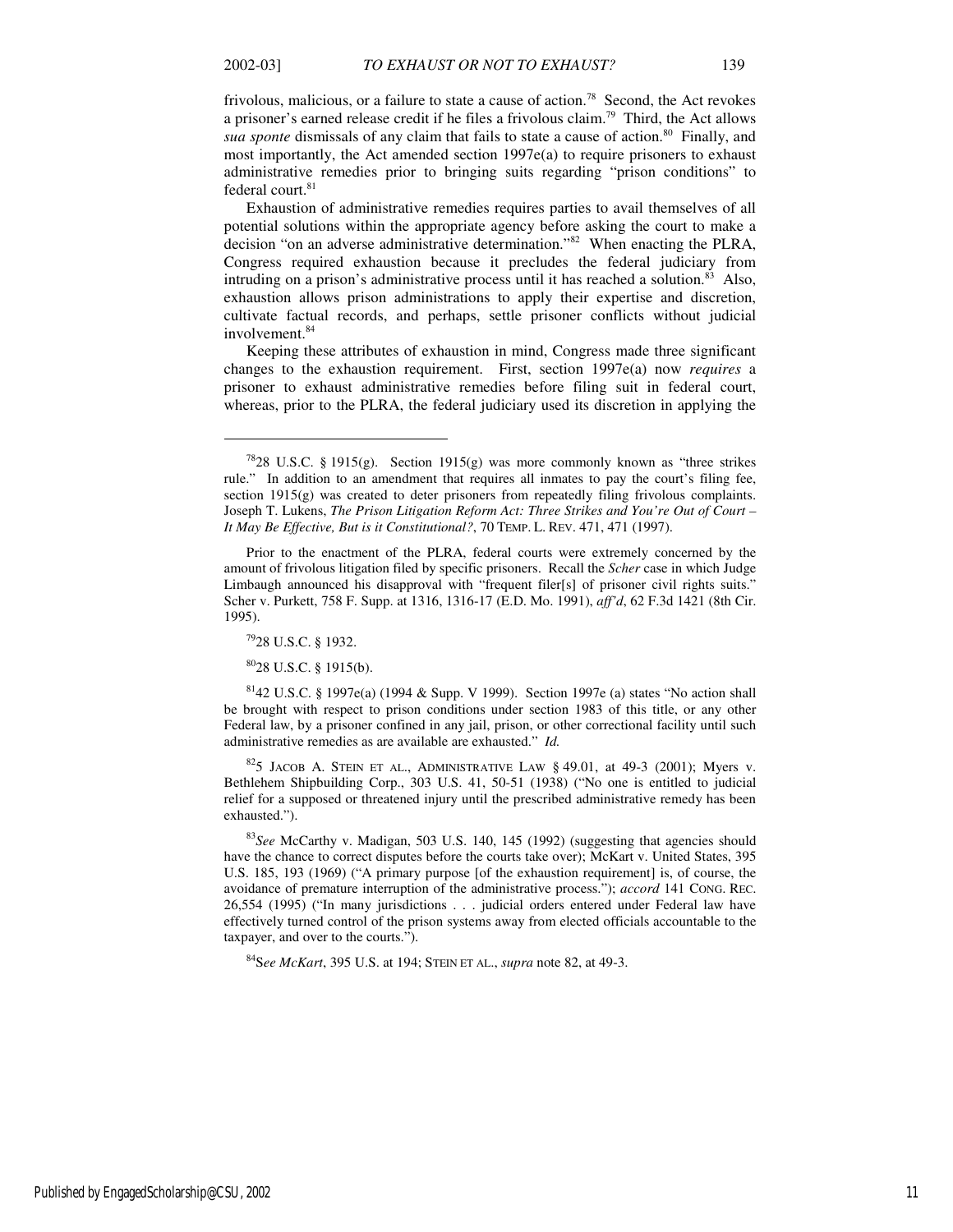frivolous, malicious, or a failure to state a cause of action.[78] Second, the Act revokes a prisoner's earned release credit if he files a frivolous claim.[79] Third, the Act allows *sua sponte* dismissals of any claim that fails to state a cause of action.[80] Finally, and most importantly, the Act amended section 1997e(a) to require prisoners to exhaust administrative remedies prior to bringing suits regarding "prison conditions" to federal court.[81]

Exhaustion of administrative remedies requires parties to avail themselves of all potential solutions within the appropriate agency before asking the court to make a decision "on an adverse administrative determination."[82] When enacting the PLRA, Congress required exhaustion because it precludes the federal judiciary from intruding on a prison's administrative process until it has reached a solution.[83] Also, exhaustion allows prison administrations to apply their expertise and discretion, cultivate factual records, and perhaps, settle prisoner conflicts without judicial involvement.[84]

Keeping these attributes of exhaustion in mind, Congress made three significant changes to the exhaustion requirement. First, section 1997e(a) now *requires* a prisoner to exhaust administrative remedies before filing suit in federal court, whereas, prior to the PLRA, the federal judiciary used its discretion in applying the

---

[78] 28 U.S.C. § 1915(g). Section 1915(g) was more commonly known as "three strikes rule." In addition to an amendment that requires all inmates to pay the court's filing fee, section 1915(g) was created to deter prisoners from repeatedly filing frivolous complaints. Joseph T. Lukens, *The Prison Litigation Reform Act: Three Strikes and You're Out of Court – It May Be Effective, But is it Constitutional?*, 70 TEMP. L. REV. 471, 471 (1997).

Prior to the enactment of the PLRA, federal courts were extremely concerned by the amount of frivolous litigation filed by specific prisoners. Recall the *Scher* case in which Judge Limbaugh announced his disapproval with "frequent filer[s] of prisoner civil rights suits." Scher v. Purkett, 758 F. Supp. at 1316, 1316-17 (E.D. Mo. 1991), *aff'd*, 62 F.3d 1421 (8th Cir. 1995).

[79] 28 U.S.C. § 1932.

[80] 28 U.S.C. § 1915(b).

[81] 42 U.S.C. § 1997e(a) (1994 & Supp. V 1999). Section 1997e (a) states "No action shall be brought with respect to prison conditions under section 1983 of this title, or any other Federal law, by a prisoner confined in any jail, prison, or other correctional facility until such administrative remedies as are available are exhausted." *Id.*

[82] 5 JACOB A. STEIN ET AL., ADMINISTRATIVE LAW § 49.01, at 49-3 (2001); Myers v. Bethlehem Shipbuilding Corp., 303 U.S. 41, 50-51 (1938) ("No one is entitled to judicial relief for a supposed or threatened injury until the prescribed administrative remedy has been exhausted.").

[83] *See* McCarthy v. Madigan, 503 U.S. 140, 145 (1992) (suggesting that agencies should have the chance to correct disputes before the courts take over); McKart v. United States, 395 U.S. 185, 193 (1969) ("A primary purpose [of the exhaustion requirement] is, of course, the avoidance of premature interruption of the administrative process."); *accord* 141 CONG. REC. 26,554 (1995) ("In many jurisdictions . . . judicial orders entered under Federal law have effectively turned control of the prison systems away from elected officials accountable to the taxpayer, and over to the courts.").

[84] S*ee McKart*, 395 U.S. at 194; STEIN ET AL., *supra* note 82, at 49-3.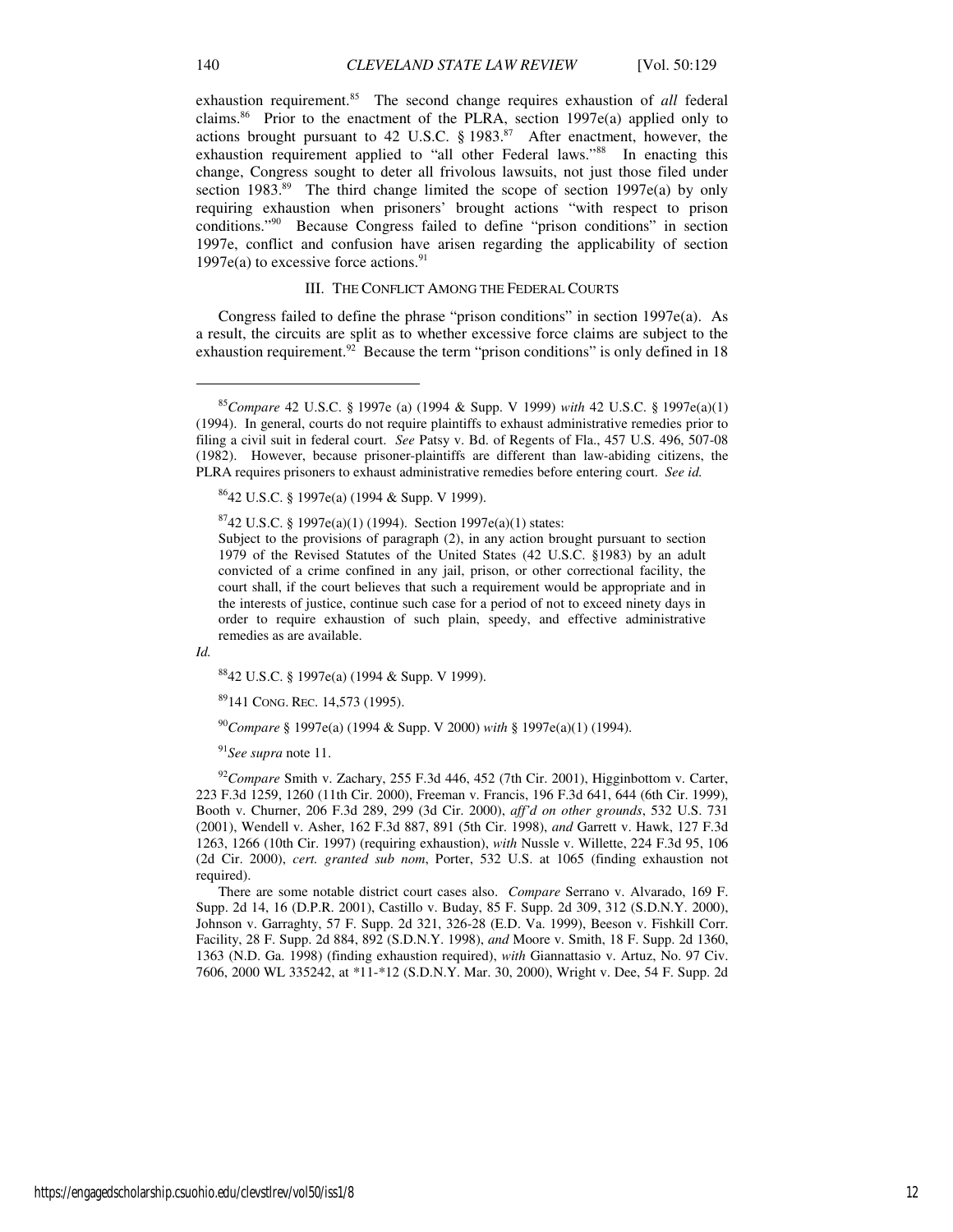exhaustion requirement.[85] The second change requires exhaustion of *all* federal claims.[86] Prior to the enactment of the PLRA, section 1997e(a) applied only to actions brought pursuant to 42 U.S.C. § 1983.[87] After enactment, however, the exhaustion requirement applied to "all other Federal laws."[88] In enacting this change, Congress sought to deter all frivolous lawsuits, not just those filed under section 1983.[89] The third change limited the scope of section 1997e(a) by only requiring exhaustion when prisoners' brought actions "with respect to prison conditions."[90] Because Congress failed to define "prison conditions" in section 1997e, conflict and confusion have arisen regarding the applicability of section 1997e(a) to excessive force actions.[91]

## III. THE CONFLICT AMONG THE FEDERAL COURTS

Congress failed to define the phrase "prison conditions" in section 1997e(a). As a result, the circuits are split as to whether excessive force claims are subject to the exhaustion requirement.[92] Because the term "prison conditions" is only defined in 18

---

[85]*Compare* 42 U.S.C. § 1997e (a) (1994 & Supp. V 1999) *with* 42 U.S.C. § 1997e(a)(1) (1994). In general, courts do not require plaintiffs to exhaust administrative remedies prior to filing a civil suit in federal court. *See* Patsy v. Bd. of Regents of Fla., 457 U.S. 496, 507-08 (1982). However, because prisoner-plaintiffs are different than law-abiding citizens, the PLRA requires prisoners to exhaust administrative remedies before entering court. *See id.*

[86]42 U.S.C. § 1997e(a) (1994 & Supp. V 1999).

[87]42 U.S.C. § 1997e(a)(1) (1994). Section 1997e(a)(1) states:

> Subject to the provisions of paragraph (2), in any action brought pursuant to section 1979 of the Revised Statutes of the United States (42 U.S.C. §1983) by an adult convicted of a crime confined in any jail, prison, or other correctional facility, the court shall, if the court believes that such a requirement would be appropriate and in the interests of justice, continue such case for a period of not to exceed ninety days in order to require exhaustion of such plain, speedy, and effective administrative remedies as are available.

*Id.*

[88]42 U.S.C. § 1997e(a) (1994 & Supp. V 1999).

[89]141 CONG. REC. 14,573 (1995).

[90]*Compare* § 1997e(a) (1994 & Supp. V 2000) *with* § 1997e(a)(1) (1994).

[91]*See supra* note 11.

[92]*Compare* Smith v. Zachary, 255 F.3d 446, 452 (7th Cir. 2001), Higginbottom v. Carter, 223 F.3d 1259, 1260 (11th Cir. 2000), Freeman v. Francis, 196 F.3d 641, 644 (6th Cir. 1999), Booth v. Churner, 206 F.3d 289, 299 (3d Cir. 2000), *aff'd on other grounds*, 532 U.S. 731 (2001), Wendell v. Asher, 162 F.3d 887, 891 (5th Cir. 1998), *and* Garrett v. Hawk, 127 F.3d 1263, 1266 (10th Cir. 1997) (requiring exhaustion), *with* Nussle v. Willette, 224 F.3d 95, 106 (2d Cir. 2000), *cert. granted sub nom*, Porter, 532 U.S. at 1065 (finding exhaustion not required).

There are some notable district court cases also. *Compare* Serrano v. Alvarado, 169 F. Supp. 2d 14, 16 (D.P.R. 2001), Castillo v. Buday, 85 F. Supp. 2d 309, 312 (S.D.N.Y. 2000), Johnson v. Garraghty, 57 F. Supp. 2d 321, 326-28 (E.D. Va. 1999), Beeson v. Fishkill Corr. Facility, 28 F. Supp. 2d 884, 892 (S.D.N.Y. 1998), *and* Moore v. Smith, 18 F. Supp. 2d 1360, 1363 (N.D. Ga. 1998) (finding exhaustion required), *with* Giannattasio v. Artuz, No. 97 Civ. 7606, 2000 WL 335242, at *11-*12 (S.D.N.Y. Mar. 30, 2000), Wright v. Dee, 54 F. Supp. 2d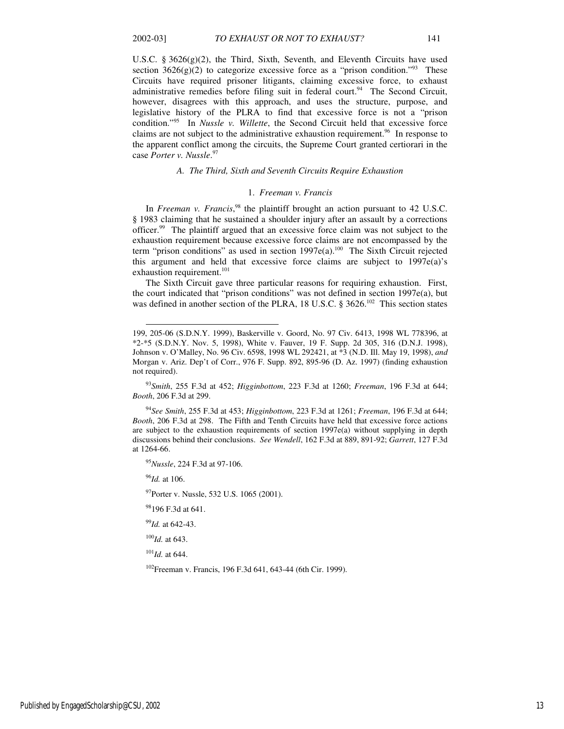U.S.C. § 3626(g)(2), the Third, Sixth, Seventh, and Eleventh Circuits have used section 3626(g)(2) to categorize excessive force as a "prison condition."[93] These Circuits have required prisoner litigants, claiming excessive force, to exhaust administrative remedies before filing suit in federal court.[94] The Second Circuit, however, disagrees with this approach, and uses the structure, purpose, and legislative history of the PLRA to find that excessive force is not a "prison condition."[95] In *Nussle v. Willette*, the Second Circuit held that excessive force claims are not subject to the administrative exhaustion requirement.[96] In response to the apparent conflict among the circuits, the Supreme Court granted certiorari in the case *Porter v. Nussle*.[97]

### *A. The Third, Sixth and Seventh Circuits Require Exhaustion*

#### 1. *Freeman v. Francis*

In *Freeman v. Francis*,[98] the plaintiff brought an action pursuant to 42 U.S.C. § 1983 claiming that he sustained a shoulder injury after an assault by a corrections officer.[99] The plaintiff argued that an excessive force claim was not subject to the exhaustion requirement because excessive force claims are not encompassed by the term "prison conditions" as used in section 1997e(a).[100] The Sixth Circuit rejected this argument and held that excessive force claims are subject to 1997e(a)'s exhaustion requirement.[101]

The Sixth Circuit gave three particular reasons for requiring exhaustion. First, the court indicated that "prison conditions" was not defined in section 1997e(a), but was defined in another section of the PLRA, 18 U.S.C. § 3626.[102] This section states

---

199, 205-06 (S.D.N.Y. 1999), Baskerville v. Goord, No. 97 Civ. 6413, 1998 WL 778396, at *2-*5 (S.D.N.Y. Nov. 5, 1998), White v. Fauver, 19 F. Supp. 2d 305, 316 (D.N.J. 1998), Johnson v. O'Malley, No. 96 Civ. 6598, 1998 WL 292421, at *3 (N.D. Ill. May 19, 1998), *and* Morgan v. Ariz. Dep't of Corr., 976 F. Supp. 892, 895-96 (D. Az. 1997) (finding exhaustion not required).

[93] *Smith*, 255 F.3d at 452; *Higginbottom*, 223 F.3d at 1260; *Freeman*, 196 F.3d at 644; *Booth*, 206 F.3d at 299.

[94] *See Smith*, 255 F.3d at 453; *Higginbottom*, 223 F.3d at 1261; *Freeman*, 196 F.3d at 644; *Booth*, 206 F.3d at 298. The Fifth and Tenth Circuits have held that excessive force actions are subject to the exhaustion requirements of section 1997e(a) without supplying in depth discussions behind their conclusions. *See Wendell*, 162 F.3d at 889, 891-92; *Garrett*, 127 F.3d at 1264-66.

[95] *Nussle*, 224 F.3d at 97-106.

[96] *Id.* at 106.

[97] Porter v. Nussle, 532 U.S. 1065 (2001).

[98] 196 F.3d at 641.

[99] *Id.* at 642-43.

[100] *Id.* at 643.

[101] *Id.* at 644.

[102] Freeman v. Francis, 196 F.3d 641, 643-44 (6th Cir. 1999).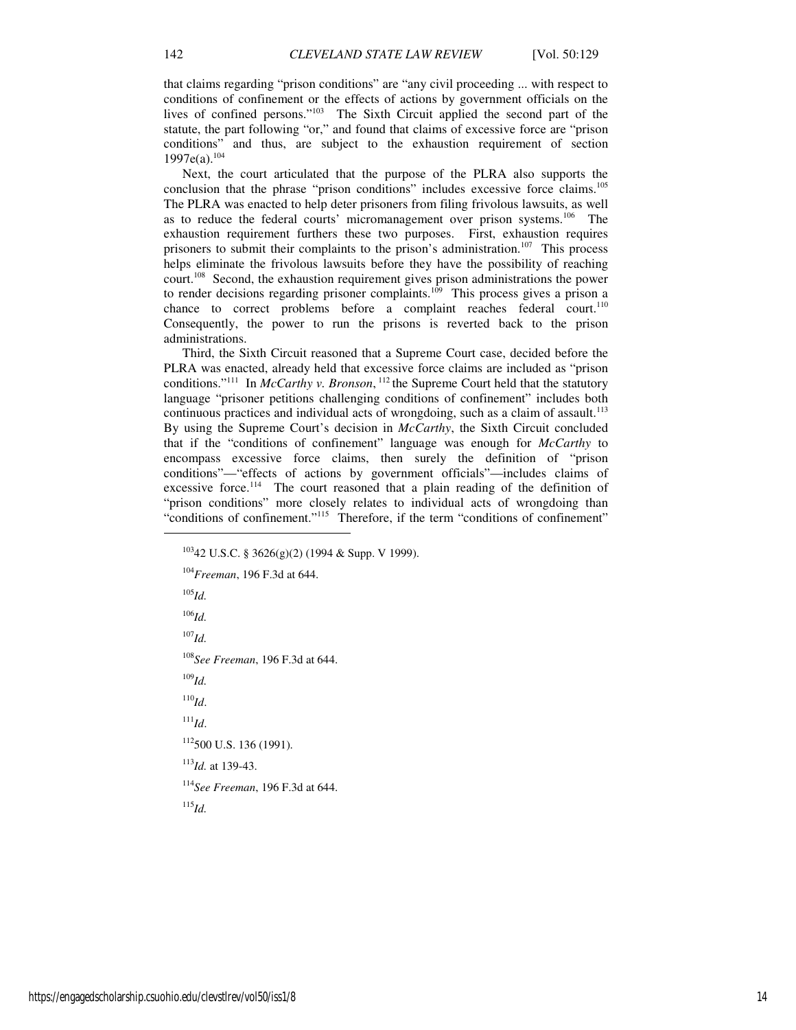that claims regarding "prison conditions" are "any civil proceeding ... with respect to conditions of confinement or the effects of actions by government officials on the lives of confined persons."[103] The Sixth Circuit applied the second part of the statute, the part following "or," and found that claims of excessive force are "prison conditions" and thus, are subject to the exhaustion requirement of section 1997e(a).[104]

Next, the court articulated that the purpose of the PLRA also supports the conclusion that the phrase "prison conditions" includes excessive force claims.[105] The PLRA was enacted to help deter prisoners from filing frivolous lawsuits, as well as to reduce the federal courts' micromanagement over prison systems.[106] The exhaustion requirement furthers these two purposes. First, exhaustion requires prisoners to submit their complaints to the prison's administration.[107] This process helps eliminate the frivolous lawsuits before they have the possibility of reaching court.[108] Second, the exhaustion requirement gives prison administrations the power to render decisions regarding prisoner complaints.[109] This process gives a prison a chance to correct problems before a complaint reaches federal court.[110] Consequently, the power to run the prisons is reverted back to the prison administrations.

Third, the Sixth Circuit reasoned that a Supreme Court case, decided before the PLRA was enacted, already held that excessive force claims are included as "prison conditions."[111] In *McCarthy v. Bronson*,[112] the Supreme Court held that the statutory language "prisoner petitions challenging conditions of confinement" includes both continuous practices and individual acts of wrongdoing, such as a claim of assault.[113] By using the Supreme Court's decision in *McCarthy*, the Sixth Circuit concluded that if the "conditions of confinement" language was enough for *McCarthy* to encompass excessive force claims, then surely the definition of "prison conditions"—"effects of actions by government officials"—includes claims of excessive force.[114] The court reasoned that a plain reading of the definition of "prison conditions" more closely relates to individual acts of wrongdoing than "conditions of confinement."[115] Therefore, if the term "conditions of confinement"

---

[103] 42 U.S.C. § 3626(g)(2) (1994 & Supp. V 1999).

[104] *Freeman*, 196 F.3d at 644.

[105] *Id.*

[106] *Id.*

[107] *Id.*

[108] *See Freeman*, 196 F.3d at 644.

[109] *Id.*

[110] *Id*.

[111] *Id*.

[112] 500 U.S. 136 (1991).

[113] *Id.* at 139-43.

[114] *See Freeman*, 196 F.3d at 644.

[115] *Id.*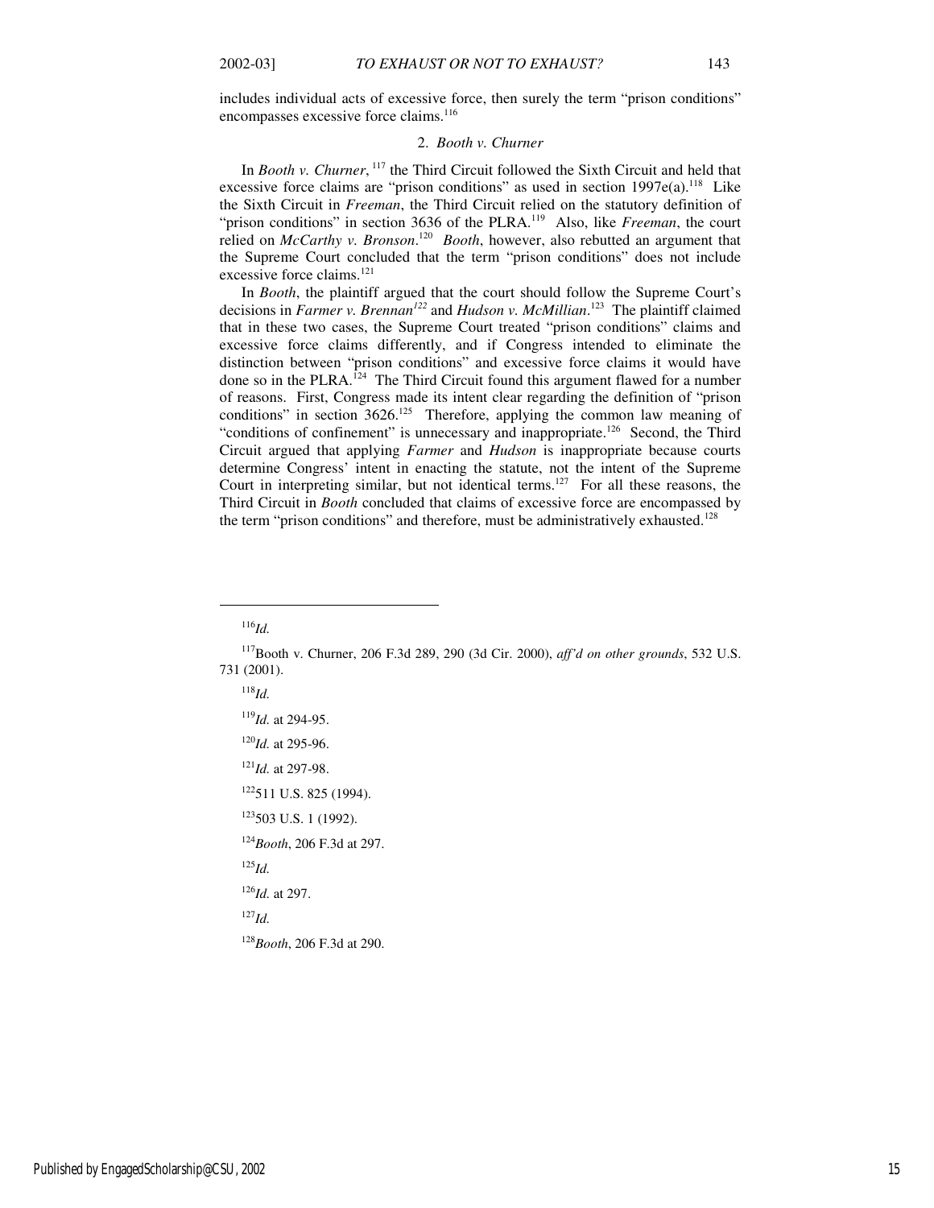includes individual acts of excessive force, then surely the term "prison conditions" encompasses excessive force claims.[116]

### 2. *Booth v. Churner*

In *Booth v. Churner*,[117] the Third Circuit followed the Sixth Circuit and held that excessive force claims are "prison conditions" as used in section 1997e(a).[118] Like the Sixth Circuit in *Freeman*, the Third Circuit relied on the statutory definition of "prison conditions" in section 3636 of the PLRA.[119] Also, like *Freeman*, the court relied on *McCarthy v. Bronson*.[120] *Booth*, however, also rebutted an argument that the Supreme Court concluded that the term "prison conditions" does not include excessive force claims.[121]

In *Booth*, the plaintiff argued that the court should follow the Supreme Court's decisions in *Farmer v. Brennan*[122] and *Hudson v. McMillian*.[123] The plaintiff claimed that in these two cases, the Supreme Court treated "prison conditions" claims and excessive force claims differently, and if Congress intended to eliminate the distinction between "prison conditions" and excessive force claims it would have done so in the PLRA.[124] The Third Circuit found this argument flawed for a number of reasons. First, Congress made its intent clear regarding the definition of "prison conditions" in section 3626.[125] Therefore, applying the common law meaning of "conditions of confinement" is unnecessary and inappropriate.[126] Second, the Third Circuit argued that applying *Farmer* and *Hudson* is inappropriate because courts determine Congress' intent in enacting the statute, not the intent of the Supreme Court in interpreting similar, but not identical terms.[127] For all these reasons, the Third Circuit in *Booth* concluded that claims of excessive force are encompassed by the term "prison conditions" and therefore, must be administratively exhausted.[128]

---

[116] *Id.*

[117] Booth v. Churner, 206 F.3d 289, 290 (3d Cir. 2000), *aff'd on other grounds*, 532 U.S. 731 (2001).

[118] *Id.*

[119] *Id.* at 294-95.

[120] *Id.* at 295-96.

[121] *Id.* at 297-98.

[122] 511 U.S. 825 (1994).

[123] 503 U.S. 1 (1992).

[124] *Booth*, 206 F.3d at 297.

[125] *Id.*

[126] *Id.* at 297.

[127] *Id.*

[128] *Booth*, 206 F.3d at 290.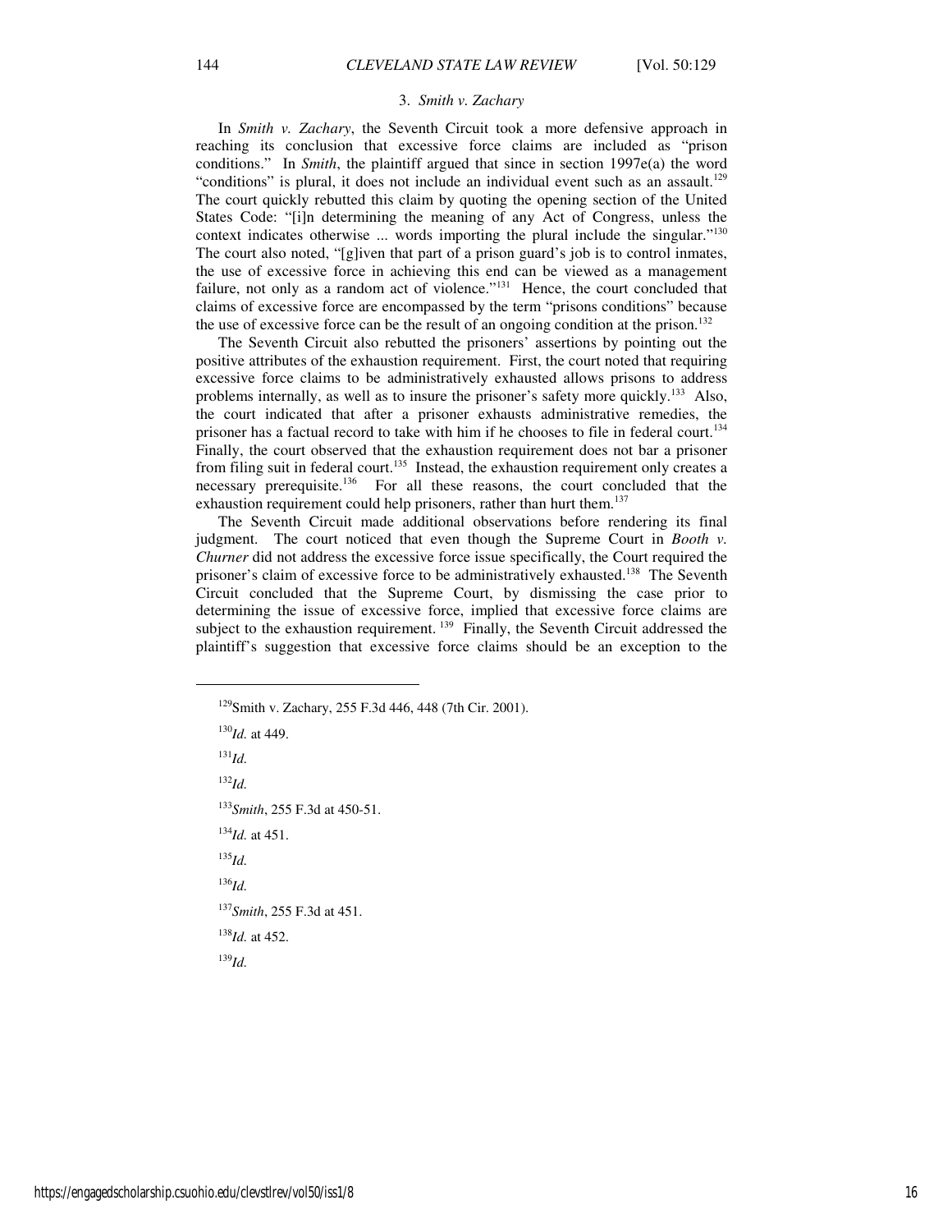### 3. *Smith v. Zachary*

In *Smith v. Zachary*, the Seventh Circuit took a more defensive approach in reaching its conclusion that excessive force claims are included as "prison conditions." In *Smith*, the plaintiff argued that since in section 1997e(a) the word "conditions" is plural, it does not include an individual event such as an assault.[129] The court quickly rebutted this claim by quoting the opening section of the United States Code: "[i]n determining the meaning of any Act of Congress, unless the context indicates otherwise ... words importing the plural include the singular."[130] The court also noted, "[g]iven that part of a prison guard's job is to control inmates, the use of excessive force in achieving this end can be viewed as a management failure, not only as a random act of violence."[131] Hence, the court concluded that claims of excessive force are encompassed by the term "prisons conditions" because the use of excessive force can be the result of an ongoing condition at the prison.[132]

The Seventh Circuit also rebutted the prisoners' assertions by pointing out the positive attributes of the exhaustion requirement. First, the court noted that requiring excessive force claims to be administratively exhausted allows prisons to address problems internally, as well as to insure the prisoner's safety more quickly.[133] Also, the court indicated that after a prisoner exhausts administrative remedies, the prisoner has a factual record to take with him if he chooses to file in federal court.[134] Finally, the court observed that the exhaustion requirement does not bar a prisoner from filing suit in federal court.[135] Instead, the exhaustion requirement only creates a necessary prerequisite.[136] For all these reasons, the court concluded that the exhaustion requirement could help prisoners, rather than hurt them.[137]

The Seventh Circuit made additional observations before rendering its final judgment. The court noticed that even though the Supreme Court in *Booth v. Churner* did not address the excessive force issue specifically, the Court required the prisoner's claim of excessive force to be administratively exhausted.[138] The Seventh Circuit concluded that the Supreme Court, by dismissing the case prior to determining the issue of excessive force, implied that excessive force claims are subject to the exhaustion requirement.[139] Finally, the Seventh Circuit addressed the plaintiff's suggestion that excessive force claims should be an exception to the

---

[129] Smith v. Zachary, 255 F.3d 446, 448 (7th Cir. 2001).

[130] *Id.* at 449.

[131] *Id.*

[132] *Id.*

[133] *Smith*, 255 F.3d at 450-51.

[134] *Id.* at 451.

[135] *Id.*

[136] *Id.*

[137] *Smith*, 255 F.3d at 451.

[138] *Id.* at 452.

[139] *Id.*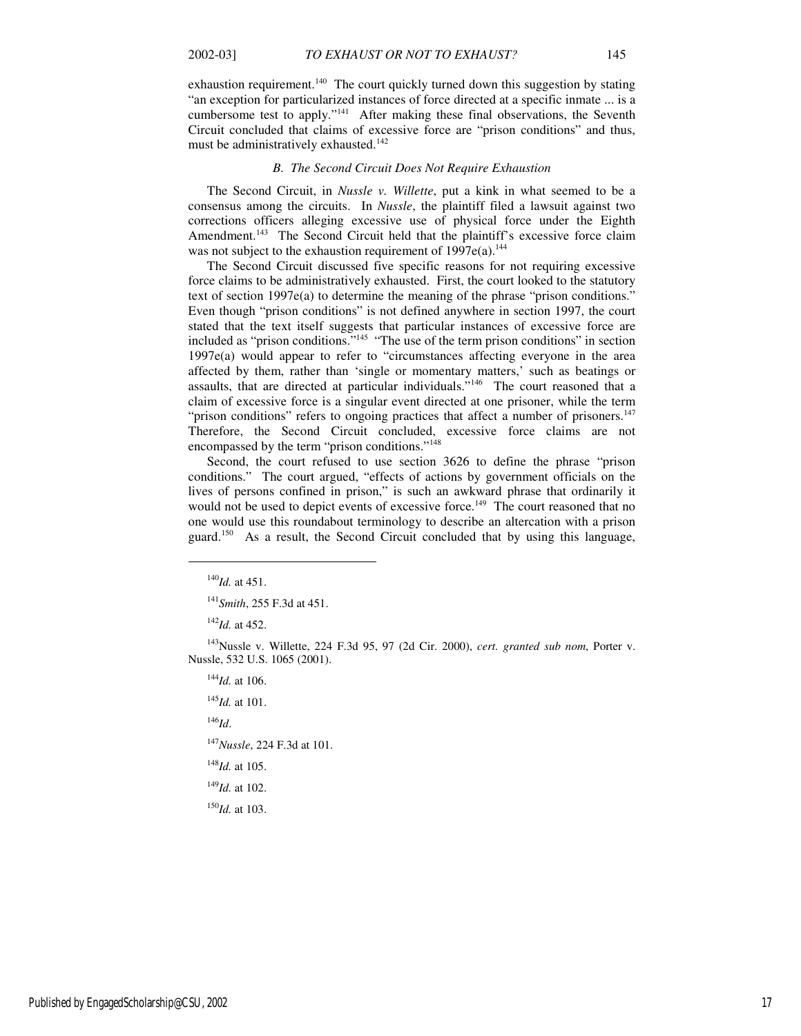exhaustion requirement.[140] The court quickly turned down this suggestion by stating "an exception for particularized instances of force directed at a specific inmate ... is a cumbersome test to apply."[141] After making these final observations, the Seventh Circuit concluded that claims of excessive force are "prison conditions" and thus, must be administratively exhausted.[142]

### *B. The Second Circuit Does Not Require Exhaustion*

The Second Circuit, in *Nussle v. Willette*, put a kink in what seemed to be a consensus among the circuits. In *Nussle*, the plaintiff filed a lawsuit against two corrections officers alleging excessive use of physical force under the Eighth Amendment.[143] The Second Circuit held that the plaintiff's excessive force claim was not subject to the exhaustion requirement of 1997e(a).[144]

The Second Circuit discussed five specific reasons for not requiring excessive force claims to be administratively exhausted. First, the court looked to the statutory text of section 1997e(a) to determine the meaning of the phrase "prison conditions." Even though "prison conditions" is not defined anywhere in section 1997, the court stated that the text itself suggests that particular instances of excessive force are included as "prison conditions."[145] "The use of the term prison conditions" in section 1997e(a) would appear to refer to "circumstances affecting everyone in the area affected by them, rather than 'single or momentary matters,' such as beatings or assaults, that are directed at particular individuals."[146] The court reasoned that a claim of excessive force is a singular event directed at one prisoner, while the term "prison conditions" refers to ongoing practices that affect a number of prisoners.[147] Therefore, the Second Circuit concluded, excessive force claims are not encompassed by the term "prison conditions."[148]

Second, the court refused to use section 3626 to define the phrase "prison conditions." The court argued, "effects of actions by government officials on the lives of persons confined in prison," is such an awkward phrase that ordinarily it would not be used to depict events of excessive force.[149] The court reasoned that no one would use this roundabout terminology to describe an altercation with a prison guard.[150] As a result, the Second Circuit concluded that by using this language,

---

[140]*Id.* at 451.

[141]*Smith*, 255 F.3d at 451.

[142]*Id.* at 452.

[143]Nussle v. Willette, 224 F.3d 95, 97 (2d Cir. 2000), *cert. granted sub nom*, Porter v. Nussle, 532 U.S. 1065 (2001).

[144]*Id.* at 106.

[145]*Id.* at 101.

[146]*Id*.

[147]*Nussle*, 224 F.3d at 101.

[148]*Id.* at 105.

[149]*Id.* at 102.

[150]*Id.* at 103.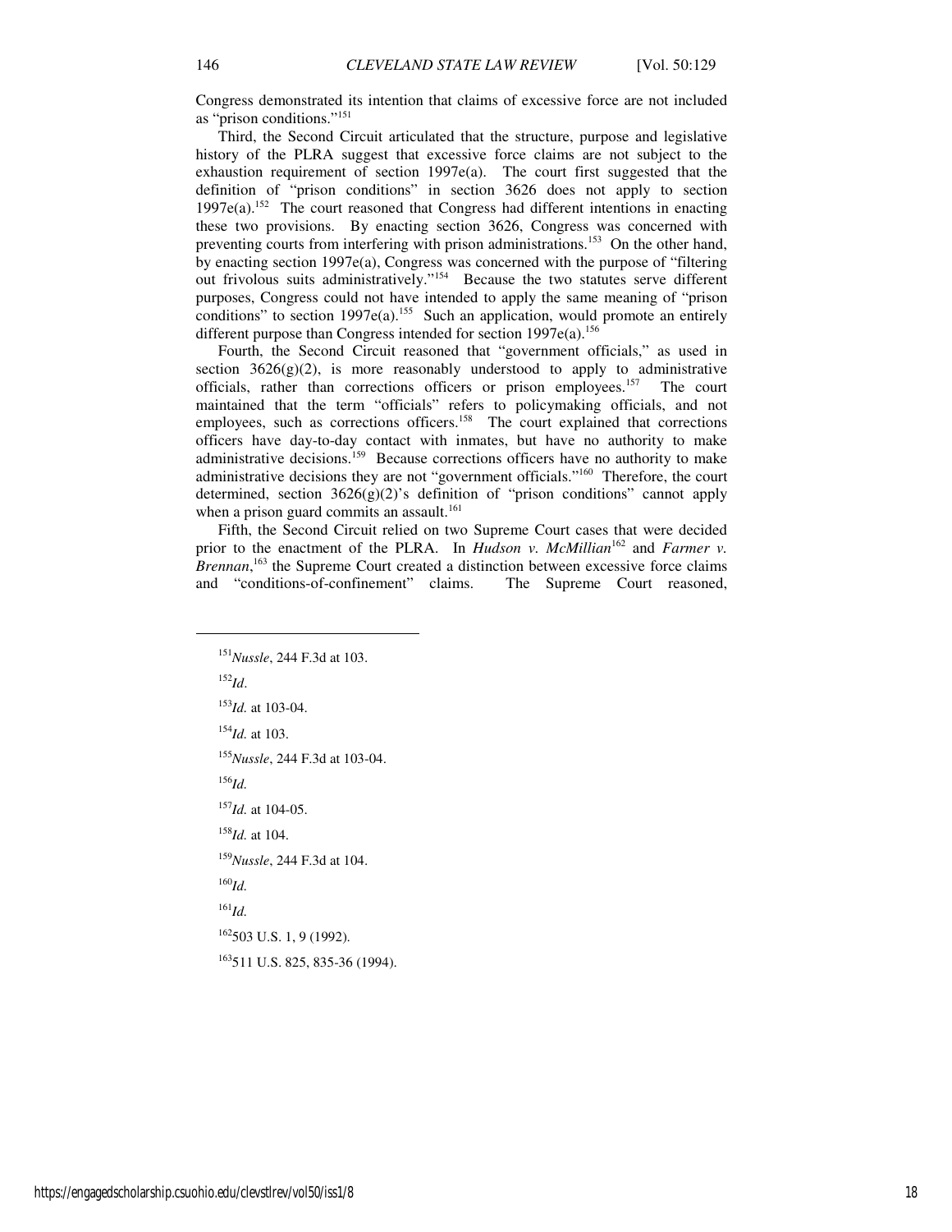Congress demonstrated its intention that claims of excessive force are not included as "prison conditions."[151]

Third, the Second Circuit articulated that the structure, purpose and legislative history of the PLRA suggest that excessive force claims are not subject to the exhaustion requirement of section 1997e(a). The court first suggested that the definition of "prison conditions" in section 3626 does not apply to section 1997e(a).[152] The court reasoned that Congress had different intentions in enacting these two provisions. By enacting section 3626, Congress was concerned with preventing courts from interfering with prison administrations.[153] On the other hand, by enacting section 1997e(a), Congress was concerned with the purpose of "filtering out frivolous suits administratively."[154] Because the two statutes serve different purposes, Congress could not have intended to apply the same meaning of "prison conditions" to section 1997e(a).[155] Such an application, would promote an entirely different purpose than Congress intended for section 1997e(a).[156]

Fourth, the Second Circuit reasoned that "government officials," as used in section 3626(g)(2), is more reasonably understood to apply to administrative officials, rather than corrections officers or prison employees.[157] The court maintained that the term "officials" refers to policymaking officials, and not employees, such as corrections officers.[158] The court explained that corrections officers have day-to-day contact with inmates, but have no authority to make administrative decisions.[159] Because corrections officers have no authority to make administrative decisions they are not "government officials."[160] Therefore, the court determined, section 3626(g)(2)'s definition of "prison conditions" cannot apply when a prison guard commits an assault.[161]

Fifth, the Second Circuit relied on two Supreme Court cases that were decided prior to the enactment of the PLRA. In *Hudson v. McMillian*[162] and *Farmer v. Brennan*,[163] the Supreme Court created a distinction between excessive force claims and "conditions-of-confinement" claims. The Supreme Court reasoned,

[151] *Nussle*, 244 F.3d at 103.

[152] *Id*.

[153] *Id.* at 103-04.

[154] *Id.* at 103.

[155] *Nussle*, 244 F.3d at 103-04.

[156] *Id.*

[157] *Id.* at 104-05.

[158] *Id.* at 104.

[159] *Nussle*, 244 F.3d at 104.

[160] *Id.*

[161] *Id.*

[162] 503 U.S. 1, 9 (1992).

[163] 511 U.S. 825, 835-36 (1994).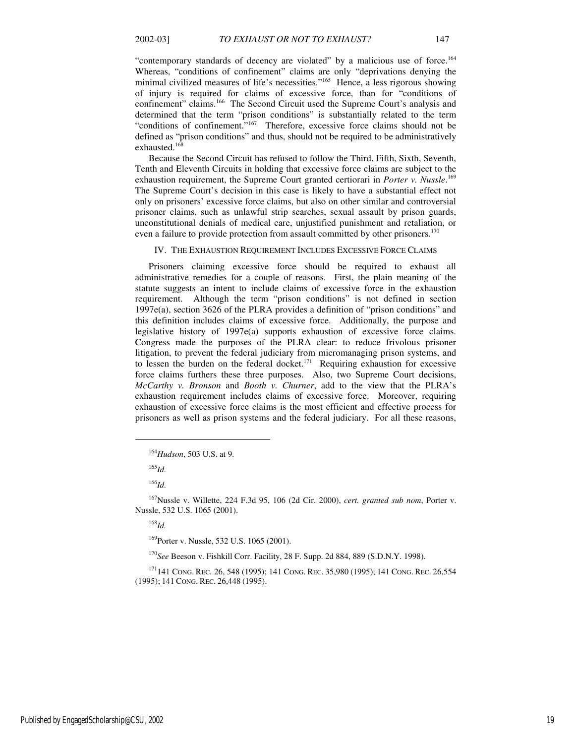"contemporary standards of decency are violated" by a malicious use of force.[164] Whereas, "conditions of confinement" claims are only "deprivations denying the minimal civilized measures of life's necessities."[165] Hence, a less rigorous showing of injury is required for claims of excessive force, than for "conditions of confinement" claims.[166] The Second Circuit used the Supreme Court's analysis and determined that the term "prison conditions" is substantially related to the term "conditions of confinement."[167] Therefore, excessive force claims should not be defined as "prison conditions" and thus, should not be required to be administratively exhausted.[168]

Because the Second Circuit has refused to follow the Third, Fifth, Sixth, Seventh, Tenth and Eleventh Circuits in holding that excessive force claims are subject to the exhaustion requirement, the Supreme Court granted certiorari in *Porter v. Nussle*.[169] The Supreme Court's decision in this case is likely to have a substantial effect not only on prisoners' excessive force claims, but also on other similar and controversial prisoner claims, such as unlawful strip searches, sexual assault by prison guards, unconstitutional denials of medical care, unjustified punishment and retaliation, or even a failure to provide protection from assault committed by other prisoners.[170]

## IV. THE EXHAUSTION REQUIREMENT INCLUDES EXCESSIVE FORCE CLAIMS

Prisoners claiming excessive force should be required to exhaust all administrative remedies for a couple of reasons. First, the plain meaning of the statute suggests an intent to include claims of excessive force in the exhaustion requirement. Although the term "prison conditions" is not defined in section 1997e(a), section 3626 of the PLRA provides a definition of "prison conditions" and this definition includes claims of excessive force. Additionally, the purpose and legislative history of 1997e(a) supports exhaustion of excessive force claims. Congress made the purposes of the PLRA clear: to reduce frivolous prisoner litigation, to prevent the federal judiciary from micromanaging prison systems, and to lessen the burden on the federal docket.[171] Requiring exhaustion for excessive force claims furthers these three purposes. Also, two Supreme Court decisions, *McCarthy v. Bronson* and *Booth v. Churner*, add to the view that the PLRA's exhaustion requirement includes claims of excessive force. Moreover, requiring exhaustion of excessive force claims is the most efficient and effective process for prisoners as well as prison systems and the federal judiciary. For all these reasons,

---

[164] *Hudson*, 503 U.S. at 9.

[165] *Id.*

[166] *Id.*

[167] Nussle v. Willette, 224 F.3d 95, 106 (2d Cir. 2000), *cert. granted sub nom*, Porter v. Nussle, 532 U.S. 1065 (2001).

[168] *Id.*

[169] Porter v. Nussle, 532 U.S. 1065 (2001).

[170] *See* Beeson v. Fishkill Corr. Facility, 28 F. Supp. 2d 884, 889 (S.D.N.Y. 1998).

[171] 141 CONG. REC. 26, 548 (1995); 141 CONG. REC. 35,980 (1995); 141 CONG. REC. 26,554 (1995); 141 CONG. REC. 26,448 (1995).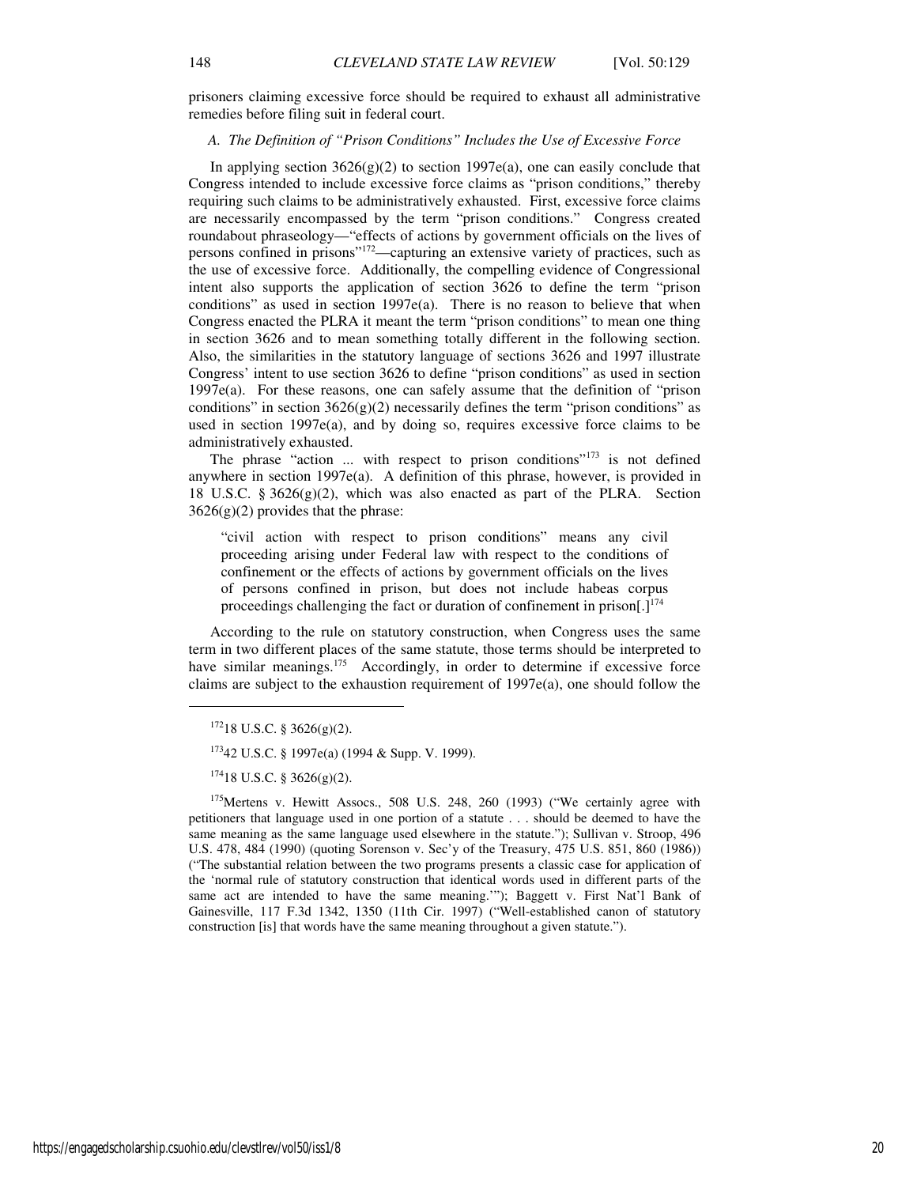prisoners claiming excessive force should be required to exhaust all administrative remedies before filing suit in federal court.

### *A. The Definition of "Prison Conditions" Includes the Use of Excessive Force*

In applying section 3626(g)(2) to section 1997e(a), one can easily conclude that Congress intended to include excessive force claims as "prison conditions," thereby requiring such claims to be administratively exhausted. First, excessive force claims are necessarily encompassed by the term "prison conditions." Congress created roundabout phraseology—"effects of actions by government officials on the lives of persons confined in prisons"[172]—capturing an extensive variety of practices, such as the use of excessive force. Additionally, the compelling evidence of Congressional intent also supports the application of section 3626 to define the term "prison conditions" as used in section 1997e(a). There is no reason to believe that when Congress enacted the PLRA it meant the term "prison conditions" to mean one thing in section 3626 and to mean something totally different in the following section. Also, the similarities in the statutory language of sections 3626 and 1997 illustrate Congress' intent to use section 3626 to define "prison conditions" as used in section 1997e(a). For these reasons, one can safely assume that the definition of "prison conditions" in section 3626(g)(2) necessarily defines the term "prison conditions" as used in section 1997e(a), and by doing so, requires excessive force claims to be administratively exhausted.

The phrase "action ... with respect to prison conditions"[173] is not defined anywhere in section 1997e(a). A definition of this phrase, however, is provided in 18 U.S.C. § 3626(g)(2), which was also enacted as part of the PLRA. Section 3626(g)(2) provides that the phrase:

> "civil action with respect to prison conditions" means any civil proceeding arising under Federal law with respect to the conditions of confinement or the effects of actions by government officials on the lives of persons confined in prison, but does not include habeas corpus proceedings challenging the fact or duration of confinement in prison[.][174]

According to the rule on statutory construction, when Congress uses the same term in two different places of the same statute, those terms should be interpreted to have similar meanings.[175] Accordingly, in order to determine if excessive force claims are subject to the exhaustion requirement of 1997e(a), one should follow the

---

[172] 18 U.S.C. § 3626(g)(2).

[173] 42 U.S.C. § 1997e(a) (1994 & Supp. V. 1999).

[174] 18 U.S.C. § 3626(g)(2).

[175] Mertens v. Hewitt Assocs., 508 U.S. 248, 260 (1993) ("We certainly agree with petitioners that language used in one portion of a statute . . . should be deemed to have the same meaning as the same language used elsewhere in the statute."); Sullivan v. Stroop, 496 U.S. 478, 484 (1990) (quoting Sorenson v. Sec'y of the Treasury, 475 U.S. 851, 860 (1986)) ("The substantial relation between the two programs presents a classic case for application of the 'normal rule of statutory construction that identical words used in different parts of the same act are intended to have the same meaning.'"); Baggett v. First Nat'l Bank of Gainesville, 117 F.3d 1342, 1350 (11th Cir. 1997) ("Well-established canon of statutory construction [is] that words have the same meaning throughout a given statute.").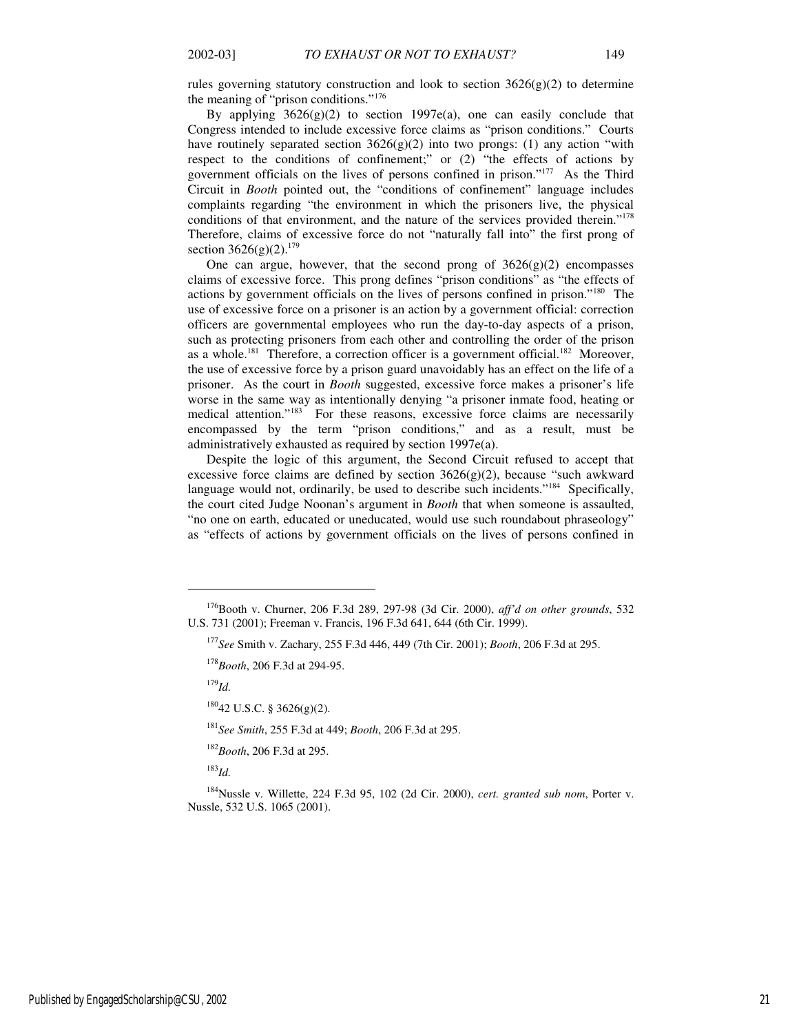rules governing statutory construction and look to section 3626(g)(2) to determine the meaning of "prison conditions."[176]

By applying 3626(g)(2) to section 1997e(a), one can easily conclude that Congress intended to include excessive force claims as "prison conditions." Courts have routinely separated section 3626(g)(2) into two prongs: (1) any action "with respect to the conditions of confinement;" or (2) "the effects of actions by government officials on the lives of persons confined in prison."[177] As the Third Circuit in *Booth* pointed out, the "conditions of confinement" language includes complaints regarding "the environment in which the prisoners live, the physical conditions of that environment, and the nature of the services provided therein."[178] Therefore, claims of excessive force do not "naturally fall into" the first prong of section 3626(g)(2).[179]

One can argue, however, that the second prong of 3626(g)(2) encompasses claims of excessive force. This prong defines "prison conditions" as "the effects of actions by government officials on the lives of persons confined in prison."[180] The use of excessive force on a prisoner is an action by a government official: correction officers are governmental employees who run the day-to-day aspects of a prison, such as protecting prisoners from each other and controlling the order of the prison as a whole.[181] Therefore, a correction officer is a government official.[182] Moreover, the use of excessive force by a prison guard unavoidably has an effect on the life of a prisoner. As the court in *Booth* suggested, excessive force makes a prisoner's life worse in the same way as intentionally denying "a prisoner inmate food, heating or medical attention."[183] For these reasons, excessive force claims are necessarily encompassed by the term "prison conditions," and as a result, must be administratively exhausted as required by section 1997e(a).

Despite the logic of this argument, the Second Circuit refused to accept that excessive force claims are defined by section 3626(g)(2), because "such awkward language would not, ordinarily, be used to describe such incidents."[184] Specifically, the court cited Judge Noonan's argument in *Booth* that when someone is assaulted, "no one on earth, educated or uneducated, would use such roundabout phraseology" as "effects of actions by government officials on the lives of persons confined in

---

[176] Booth v. Churner, 206 F.3d 289, 297-98 (3d Cir. 2000), *aff'd on other grounds*, 532 U.S. 731 (2001); Freeman v. Francis, 196 F.3d 641, 644 (6th Cir. 1999).

[177] *See* Smith v. Zachary, 255 F.3d 446, 449 (7th Cir. 2001); *Booth*, 206 F.3d at 295.

[178] *Booth*, 206 F.3d at 294-95.

[179] *Id.*

[180] 42 U.S.C. § 3626(g)(2).

[181] *See Smith*, 255 F.3d at 449; *Booth*, 206 F.3d at 295.

[182] *Booth*, 206 F.3d at 295.

[183] *Id.*

[184] Nussle v. Willette, 224 F.3d 95, 102 (2d Cir. 2000), *cert. granted sub nom*, Porter v. Nussle, 532 U.S. 1065 (2001).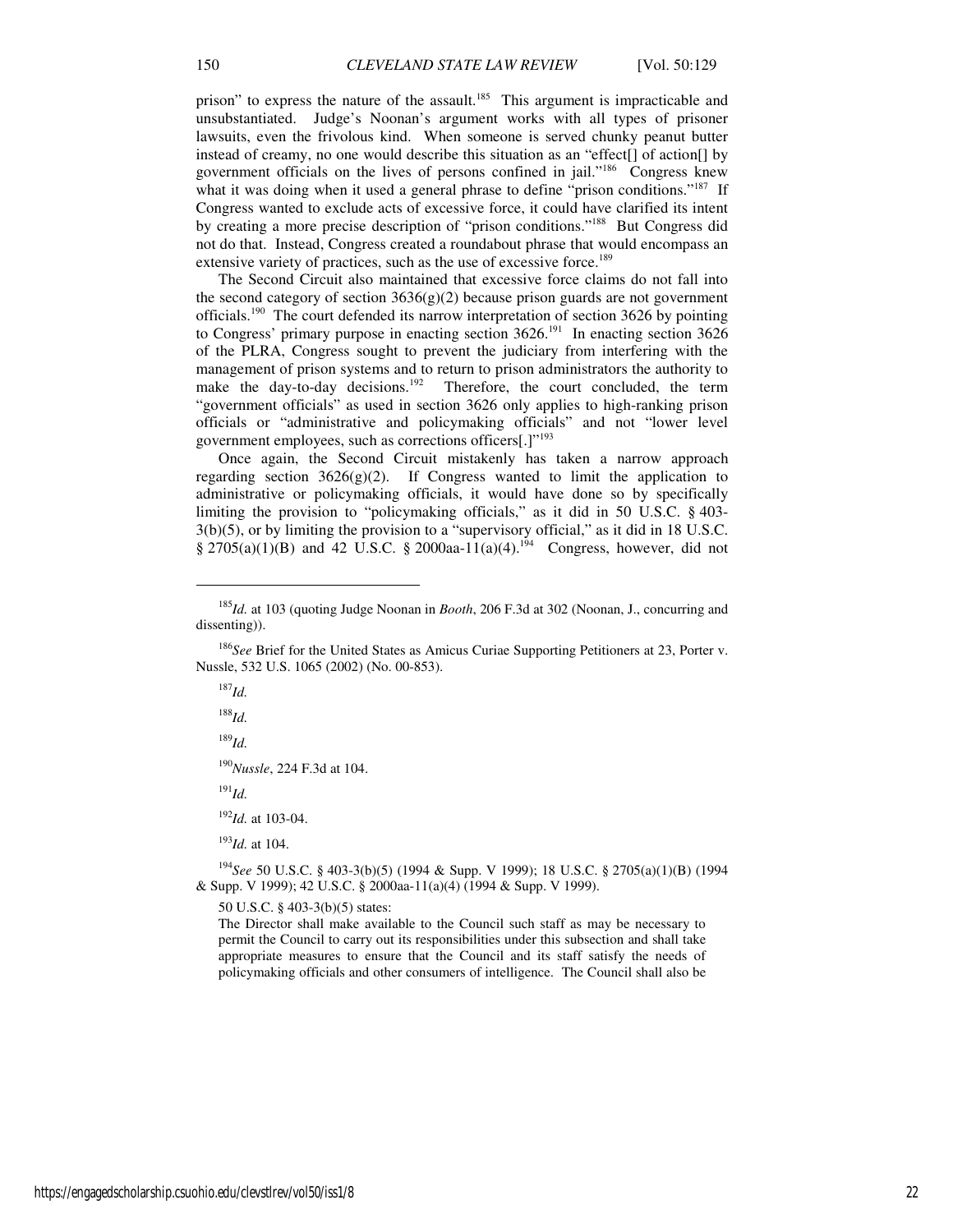prison" to express the nature of the assault.[185] This argument is impracticable and unsubstantiated. Judge's Noonan's argument works with all types of prisoner lawsuits, even the frivolous kind. When someone is served chunky peanut butter instead of creamy, no one would describe this situation as an "effect[] of action[] by government officials on the lives of persons confined in jail."[186] Congress knew what it was doing when it used a general phrase to define "prison conditions."[187] If Congress wanted to exclude acts of excessive force, it could have clarified its intent by creating a more precise description of "prison conditions."[188] But Congress did not do that. Instead, Congress created a roundabout phrase that would encompass an extensive variety of practices, such as the use of excessive force.[189]

The Second Circuit also maintained that excessive force claims do not fall into the second category of section 3636(g)(2) because prison guards are not government officials.[190] The court defended its narrow interpretation of section 3626 by pointing to Congress' primary purpose in enacting section 3626.[191] In enacting section 3626 of the PLRA, Congress sought to prevent the judiciary from interfering with the management of prison systems and to return to prison administrators the authority to make the day-to-day decisions.[192] Therefore, the court concluded, the term "government officials" as used in section 3626 only applies to high-ranking prison officials or "administrative and policymaking officials" and not "lower level government employees, such as corrections officers[.]"[193]

Once again, the Second Circuit mistakenly has taken a narrow approach regarding section 3626(g)(2). If Congress wanted to limit the application to administrative or policymaking officials, it would have done so by specifically limiting the provision to "policymaking officials," as it did in 50 U.S.C. § 403-3(b)(5), or by limiting the provision to a "supervisory official," as it did in 18 U.S.C. § 2705(a)(1)(B) and 42 U.S.C. § 2000aa-11(a)(4).[194] Congress, however, did not

---

[185] *Id.* at 103 (quoting Judge Noonan in *Booth*, 206 F.3d at 302 (Noonan, J., concurring and dissenting)).

[186] *See* Brief for the United States as Amicus Curiae Supporting Petitioners at 23, Porter v. Nussle, 532 U.S. 1065 (2002) (No. 00-853).

[187] *Id.*

[188] *Id.*

[189] *Id.*

[190] *Nussle*, 224 F.3d at 104.

[191] *Id.*

[192] *Id.* at 103-04.

[193] *Id.* at 104.

[194] *See* 50 U.S.C. § 403-3(b)(5) (1994 & Supp. V 1999); 18 U.S.C. § 2705(a)(1)(B) (1994 & Supp. V 1999); 42 U.S.C. § 2000aa-11(a)(4) (1994 & Supp. V 1999).

50 U.S.C. § 403-3(b)(5) states:

> The Director shall make available to the Council such staff as may be necessary to permit the Council to carry out its responsibilities under this subsection and shall take appropriate measures to ensure that the Council and its staff satisfy the needs of policymaking officials and other consumers of intelligence. The Council shall also be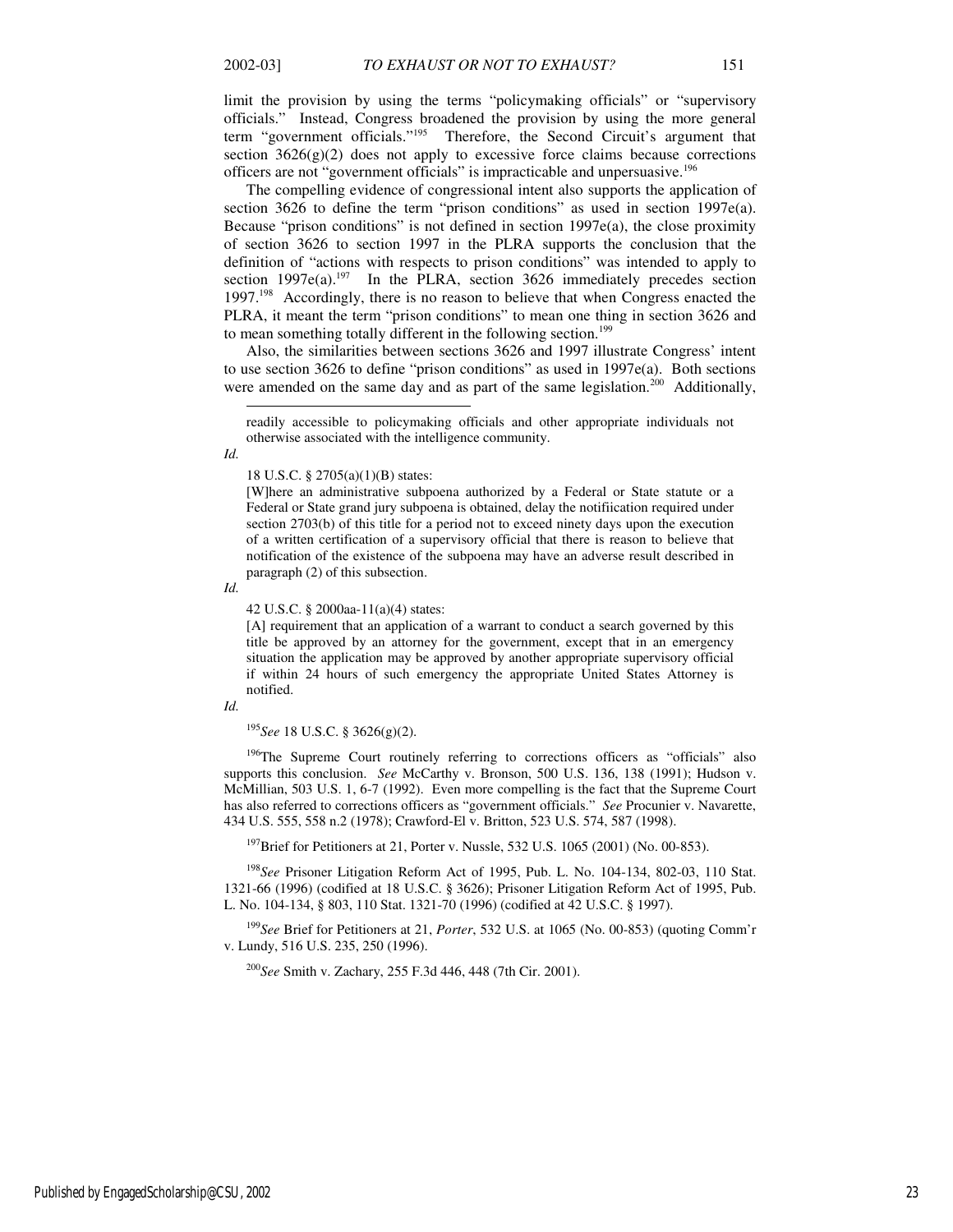limit the provision by using the terms "policymaking officials" or "supervisory officials." Instead, Congress broadened the provision by using the more general term "government officials."[195] Therefore, the Second Circuit's argument that section 3626(g)(2) does not apply to excessive force claims because corrections officers are not "government officials" is impracticable and unpersuasive.[196]

The compelling evidence of congressional intent also supports the application of section 3626 to define the term "prison conditions" as used in section 1997e(a). Because "prison conditions" is not defined in section 1997e(a), the close proximity of section 3626 to section 1997 in the PLRA supports the conclusion that the definition of "actions with respects to prison conditions" was intended to apply to section 1997e(a).[197] In the PLRA, section 3626 immediately precedes section 1997.[198] Accordingly, there is no reason to believe that when Congress enacted the PLRA, it meant the term "prison conditions" to mean one thing in section 3626 and to mean something totally different in the following section.[199]

Also, the similarities between sections 3626 and 1997 illustrate Congress' intent to use section 3626 to define "prison conditions" as used in 1997e(a). Both sections were amended on the same day and as part of the same legislation.[200] Additionally,

---

> readily accessible to policymaking officials and other appropriate individuals not otherwise associated with the intelligence community.

*Id.*

18 U.S.C. § 2705(a)(1)(B) states:

> [W]here an administrative subpoena authorized by a Federal or State statute or a Federal or State grand jury subpoena is obtained, delay the notifiication required under section 2703(b) of this title for a period not to exceed ninety days upon the execution of a written certification of a supervisory official that there is reason to believe that notification of the existence of the subpoena may have an adverse result described in paragraph (2) of this subsection.

*Id.*

42 U.S.C. § 2000aa-11(a)(4) states:

> [A] requirement that an application of a warrant to conduct a search governed by this title be approved by an attorney for the government, except that in an emergency situation the application may be approved by another appropriate supervisory official if within 24 hours of such emergency the appropriate United States Attorney is notified.

*Id.*

[195] *See* 18 U.S.C. § 3626(g)(2).

[196] The Supreme Court routinely referring to corrections officers as "officials" also supports this conclusion. *See* McCarthy v. Bronson, 500 U.S. 136, 138 (1991); Hudson v. McMillian, 503 U.S. 1, 6-7 (1992). Even more compelling is the fact that the Supreme Court has also referred to corrections officers as "government officials." *See* Procunier v. Navarette, 434 U.S. 555, 558 n.2 (1978); Crawford-El v. Britton, 523 U.S. 574, 587 (1998).

[197] Brief for Petitioners at 21, Porter v. Nussle, 532 U.S. 1065 (2001) (No. 00-853).

[198] *See* Prisoner Litigation Reform Act of 1995, Pub. L. No. 104-134, 802-03, 110 Stat. 1321-66 (1996) (codified at 18 U.S.C. § 3626); Prisoner Litigation Reform Act of 1995, Pub. L. No. 104-134, § 803, 110 Stat. 1321-70 (1996) (codified at 42 U.S.C. § 1997).

[199] *See* Brief for Petitioners at 21, *Porter*, 532 U.S. at 1065 (No. 00-853) (quoting Comm'r v. Lundy, 516 U.S. 235, 250 (1996).

[200] *See* Smith v. Zachary, 255 F.3d 446, 448 (7th Cir. 2001).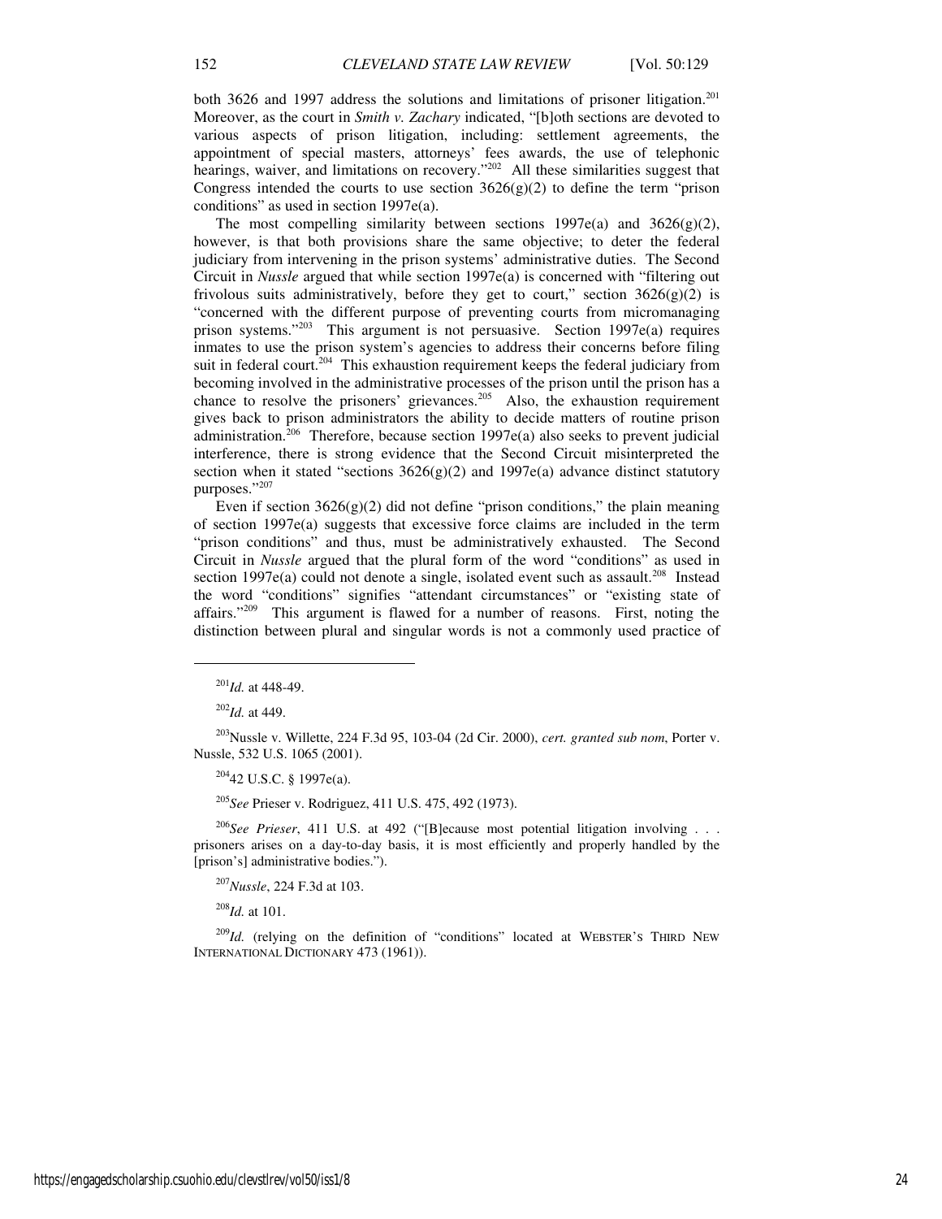both 3626 and 1997 address the solutions and limitations of prisoner litigation.[201] Moreover, as the court in *Smith v. Zachary* indicated, "[b]oth sections are devoted to various aspects of prison litigation, including: settlement agreements, the appointment of special masters, attorneys' fees awards, the use of telephonic hearings, waiver, and limitations on recovery."[202] All these similarities suggest that Congress intended the courts to use section 3626(g)(2) to define the term "prison conditions" as used in section 1997e(a).

The most compelling similarity between sections 1997e(a) and 3626(g)(2), however, is that both provisions share the same objective; to deter the federal judiciary from intervening in the prison systems' administrative duties. The Second Circuit in *Nussle* argued that while section 1997e(a) is concerned with "filtering out frivolous suits administratively, before they get to court," section 3626(g)(2) is "concerned with the different purpose of preventing courts from micromanaging prison systems."[203] This argument is not persuasive. Section 1997e(a) requires inmates to use the prison system's agencies to address their concerns before filing suit in federal court.[204] This exhaustion requirement keeps the federal judiciary from becoming involved in the administrative processes of the prison until the prison has a chance to resolve the prisoners' grievances.[205] Also, the exhaustion requirement gives back to prison administrators the ability to decide matters of routine prison administration.[206] Therefore, because section 1997e(a) also seeks to prevent judicial interference, there is strong evidence that the Second Circuit misinterpreted the section when it stated "sections 3626(g)(2) and 1997e(a) advance distinct statutory purposes."[207]

Even if section 3626(g)(2) did not define "prison conditions," the plain meaning of section 1997e(a) suggests that excessive force claims are included in the term "prison conditions" and thus, must be administratively exhausted. The Second Circuit in *Nussle* argued that the plural form of the word "conditions" as used in section 1997e(a) could not denote a single, isolated event such as assault.[208] Instead the word "conditions" signifies "attendant circumstances" or "existing state of affairs."[209] This argument is flawed for a number of reasons. First, noting the distinction between plural and singular words is not a commonly used practice of

---

[201] *Id.* at 448-49.

[202] *Id.* at 449.

[203] Nussle v. Willette, 224 F.3d 95, 103-04 (2d Cir. 2000), *cert. granted sub nom*, Porter v. Nussle, 532 U.S. 1065 (2001).

[204] 42 U.S.C. § 1997e(a).

[205] *See* Prieser v. Rodriguez, 411 U.S. 475, 492 (1973).

[206] *See Prieser*, 411 U.S. at 492 ("[B]ecause most potential litigation involving . . . prisoners arises on a day-to-day basis, it is most efficiently and properly handled by the [prison's] administrative bodies.").

[207] *Nussle*, 224 F.3d at 103.

[208] *Id.* at 101.

[209] *Id.* (relying on the definition of "conditions" located at WEBSTER'S THIRD NEW INTERNATIONAL DICTIONARY 473 (1961)).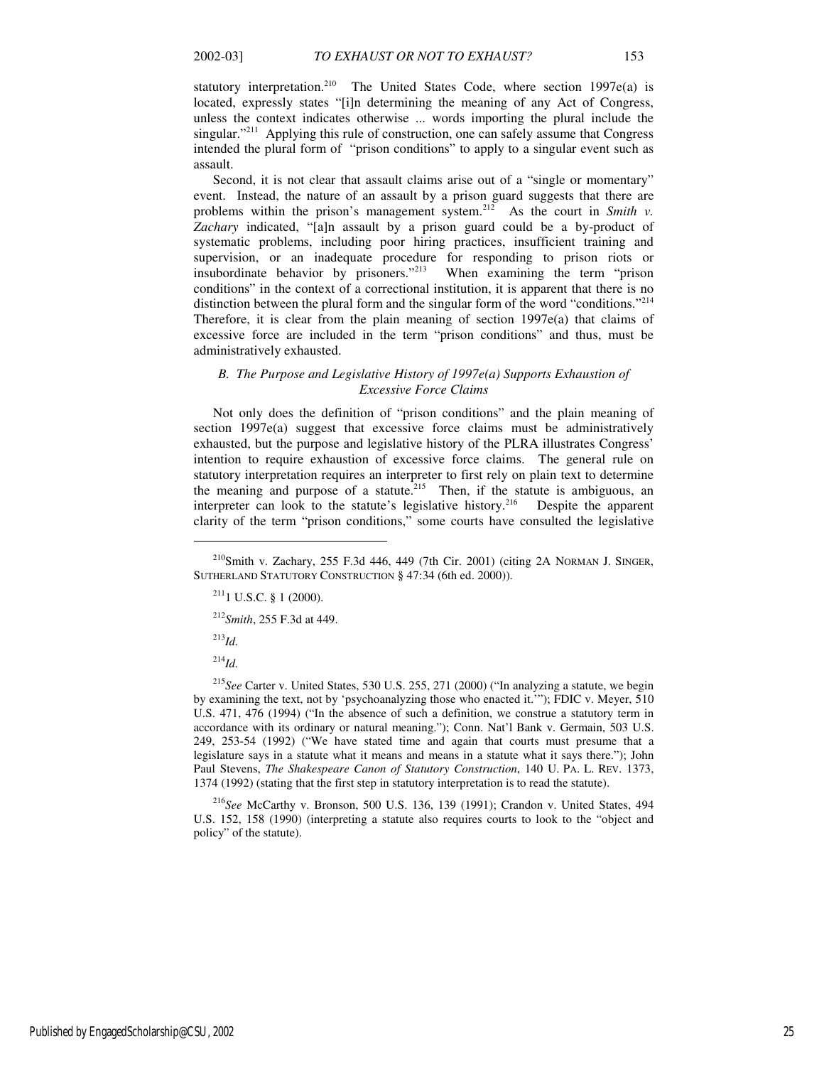statutory interpretation.[210] The United States Code, where section 1997e(a) is located, expressly states "[i]n determining the meaning of any Act of Congress, unless the context indicates otherwise ... words importing the plural include the singular."[211] Applying this rule of construction, one can safely assume that Congress intended the plural form of "prison conditions" to apply to a singular event such as assault.

Second, it is not clear that assault claims arise out of a "single or momentary" event. Instead, the nature of an assault by a prison guard suggests that there are problems within the prison's management system.[212] As the court in *Smith v. Zachary* indicated, "[a]n assault by a prison guard could be a by-product of systematic problems, including poor hiring practices, insufficient training and supervision, or an inadequate procedure for responding to prison riots or insubordinate behavior by prisoners."[213] When examining the term "prison conditions" in the context of a correctional institution, it is apparent that there is no distinction between the plural form and the singular form of the word "conditions."[214] Therefore, it is clear from the plain meaning of section 1997e(a) that claims of excessive force are included in the term "prison conditions" and thus, must be administratively exhausted.

### *B. The Purpose and Legislative History of 1997e(a) Supports Exhaustion of Excessive Force Claims*

Not only does the definition of "prison conditions" and the plain meaning of section 1997e(a) suggest that excessive force claims must be administratively exhausted, but the purpose and legislative history of the PLRA illustrates Congress' intention to require exhaustion of excessive force claims. The general rule on statutory interpretation requires an interpreter to first rely on plain text to determine the meaning and purpose of a statute.[215] Then, if the statute is ambiguous, an interpreter can look to the statute's legislative history.[216] Despite the apparent clarity of the term "prison conditions," some courts have consulted the legislative

---

[210] Smith v. Zachary, 255 F.3d 446, 449 (7th Cir. 2001) (citing 2A NORMAN J. SINGER, SUTHERLAND STATUTORY CONSTRUCTION § 47:34 (6th ed. 2000)).

[211] 1 U.S.C. § 1 (2000).

[212] *Smith*, 255 F.3d at 449.

[213] *Id.*

[214] *Id.*

[215] *See* Carter v. United States, 530 U.S. 255, 271 (2000) ("In analyzing a statute, we begin by examining the text, not by 'psychoanalyzing those who enacted it.'"); FDIC v. Meyer, 510 U.S. 471, 476 (1994) ("In the absence of such a definition, we construe a statutory term in accordance with its ordinary or natural meaning."); Conn. Nat'l Bank v. Germain, 503 U.S. 249, 253-54 (1992) ("We have stated time and again that courts must presume that a legislature says in a statute what it means and means in a statute what it says there."); John Paul Stevens, *The Shakespeare Canon of Statutory Construction*, 140 U. PA. L. REV. 1373, 1374 (1992) (stating that the first step in statutory interpretation is to read the statute).

[216] *See* McCarthy v. Bronson, 500 U.S. 136, 139 (1991); Crandon v. United States, 494 U.S. 152, 158 (1990) (interpreting a statute also requires courts to look to the "object and policy" of the statute).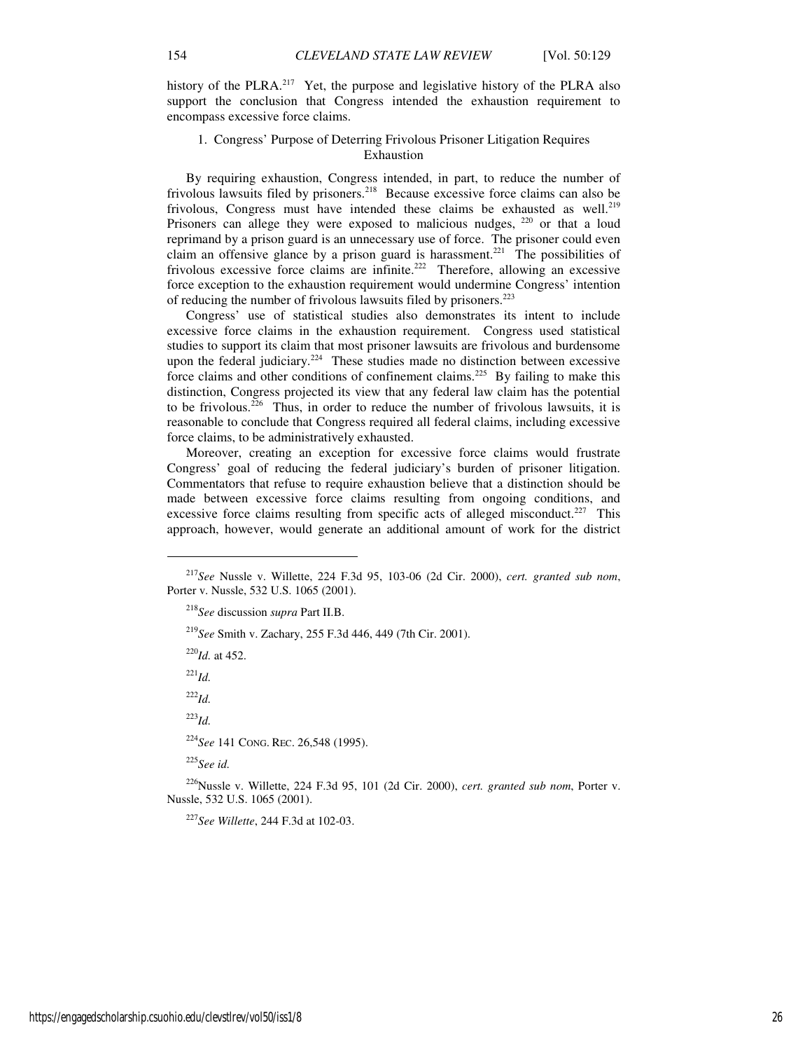history of the PLRA.[217] Yet, the purpose and legislative history of the PLRA also support the conclusion that Congress intended the exhaustion requirement to encompass excessive force claims.

### 1. Congress' Purpose of Deterring Frivolous Prisoner Litigation Requires Exhaustion

By requiring exhaustion, Congress intended, in part, to reduce the number of frivolous lawsuits filed by prisoners.[218] Because excessive force claims can also be frivolous, Congress must have intended these claims be exhausted as well.[219] Prisoners can allege they were exposed to malicious nudges, [220] or that a loud reprimand by a prison guard is an unnecessary use of force. The prisoner could even claim an offensive glance by a prison guard is harassment.[221] The possibilities of frivolous excessive force claims are infinite.[222] Therefore, allowing an excessive force exception to the exhaustion requirement would undermine Congress' intention of reducing the number of frivolous lawsuits filed by prisoners.[223]

Congress' use of statistical studies also demonstrates its intent to include excessive force claims in the exhaustion requirement. Congress used statistical studies to support its claim that most prisoner lawsuits are frivolous and burdensome upon the federal judiciary.[224] These studies made no distinction between excessive force claims and other conditions of confinement claims.[225] By failing to make this distinction, Congress projected its view that any federal law claim has the potential to be frivolous.[226] Thus, in order to reduce the number of frivolous lawsuits, it is reasonable to conclude that Congress required all federal claims, including excessive force claims, to be administratively exhausted.

Moreover, creating an exception for excessive force claims would frustrate Congress' goal of reducing the federal judiciary's burden of prisoner litigation. Commentators that refuse to require exhaustion believe that a distinction should be made between excessive force claims resulting from ongoing conditions, and excessive force claims resulting from specific acts of alleged misconduct.[227] This approach, however, would generate an additional amount of work for the district

---

[217] *See* Nussle v. Willette, 224 F.3d 95, 103-06 (2d Cir. 2000), *cert. granted sub nom*, Porter v. Nussle, 532 U.S. 1065 (2001).

[218] *See* discussion *supra* Part II.B.

[219] *See* Smith v. Zachary, 255 F.3d 446, 449 (7th Cir. 2001).

[220] *Id.* at 452.

[221] *Id.*

[222] *Id.*

[223] *Id.*

[224] *See* 141 CONG. REC. 26,548 (1995).

[225] *See id.*

[226] Nussle v. Willette, 224 F.3d 95, 101 (2d Cir. 2000), *cert. granted sub nom*, Porter v. Nussle, 532 U.S. 1065 (2001).

[227] *See Willette*, 244 F.3d at 102-03.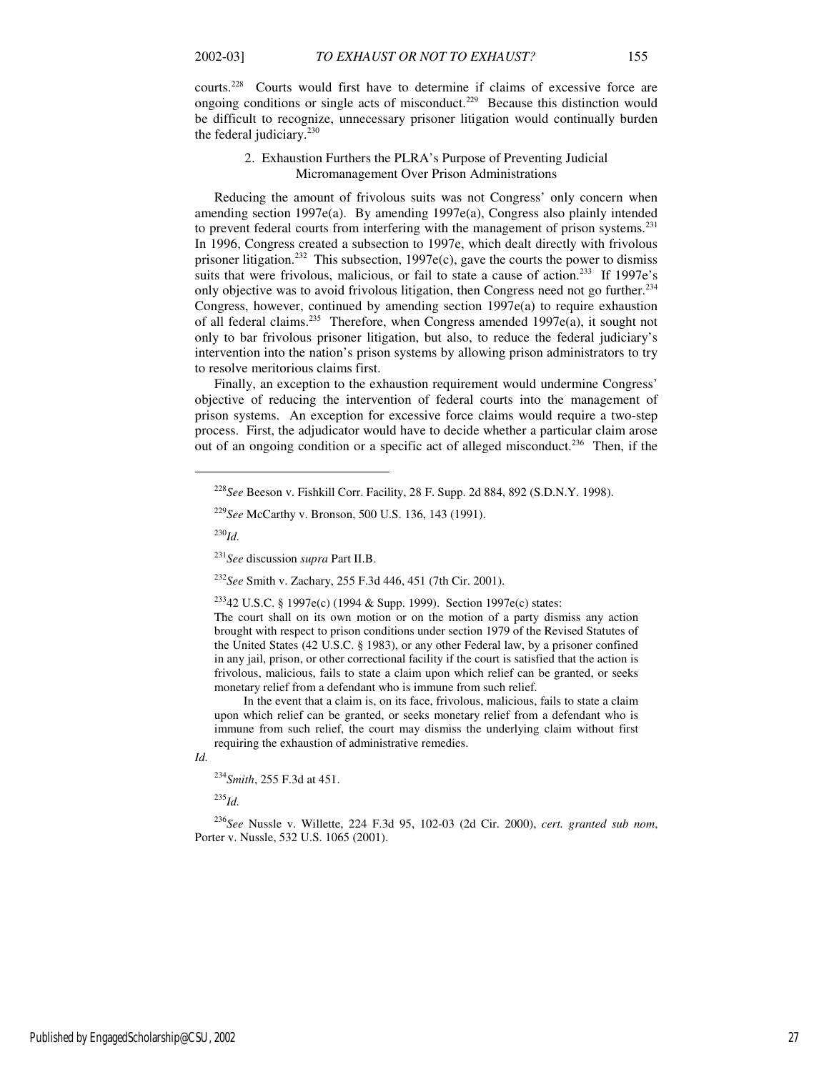courts.[228] Courts would first have to determine if claims of excessive force are ongoing conditions or single acts of misconduct.[229] Because this distinction would be difficult to recognize, unnecessary prisoner litigation would continually burden the federal judiciary.[230]

### 2. Exhaustion Furthers the PLRA's Purpose of Preventing Judicial Micromanagement Over Prison Administrations

Reducing the amount of frivolous suits was not Congress' only concern when amending section 1997e(a). By amending 1997e(a), Congress also plainly intended to prevent federal courts from interfering with the management of prison systems.[231] In 1996, Congress created a subsection to 1997e, which dealt directly with frivolous prisoner litigation.[232] This subsection, 1997e(c), gave the courts the power to dismiss suits that were frivolous, malicious, or fail to state a cause of action.[233] If 1997e's only objective was to avoid frivolous litigation, then Congress need not go further.[234] Congress, however, continued by amending section 1997e(a) to require exhaustion of all federal claims.[235] Therefore, when Congress amended 1997e(a), it sought not only to bar frivolous prisoner litigation, but also, to reduce the federal judiciary's intervention into the nation's prison systems by allowing prison administrators to try to resolve meritorious claims first.

Finally, an exception to the exhaustion requirement would undermine Congress' objective of reducing the intervention of federal courts into the management of prison systems. An exception for excessive force claims would require a two-step process. First, the adjudicator would have to decide whether a particular claim arose out of an ongoing condition or a specific act of alleged misconduct.[236] Then, if the

---

[228] *See* Beeson v. Fishkill Corr. Facility, 28 F. Supp. 2d 884, 892 (S.D.N.Y. 1998).

[229] *See* McCarthy v. Bronson, 500 U.S. 136, 143 (1991).

[230] *Id.*

[231] *See* discussion *supra* Part II.B.

[232] *See* Smith v. Zachary, 255 F.3d 446, 451 (7th Cir. 2001).

[233] 42 U.S.C. § 1997e(c) (1994 & Supp. 1999). Section 1997e(c) states:

> The court shall on its own motion or on the motion of a party dismiss any action brought with respect to prison conditions under section 1979 of the Revised Statutes of the United States (42 U.S.C. § 1983), or any other Federal law, by a prisoner confined in any jail, prison, or other correctional facility if the court is satisfied that the action is frivolous, malicious, fails to state a claim upon which relief can be granted, or seeks monetary relief from a defendant who is immune from such relief.
>
> In the event that a claim is, on its face, frivolous, malicious, fails to state a claim upon which relief can be granted, or seeks monetary relief from a defendant who is immune from such relief, the court may dismiss the underlying claim without first requiring the exhaustion of administrative remedies.

*Id.*

[234] *Smith*, 255 F.3d at 451.

[235] *Id.*

[236] *See* Nussle v. Willette, 224 F.3d 95, 102-03 (2d Cir. 2000), *cert. granted sub nom*, Porter v. Nussle, 532 U.S. 1065 (2001).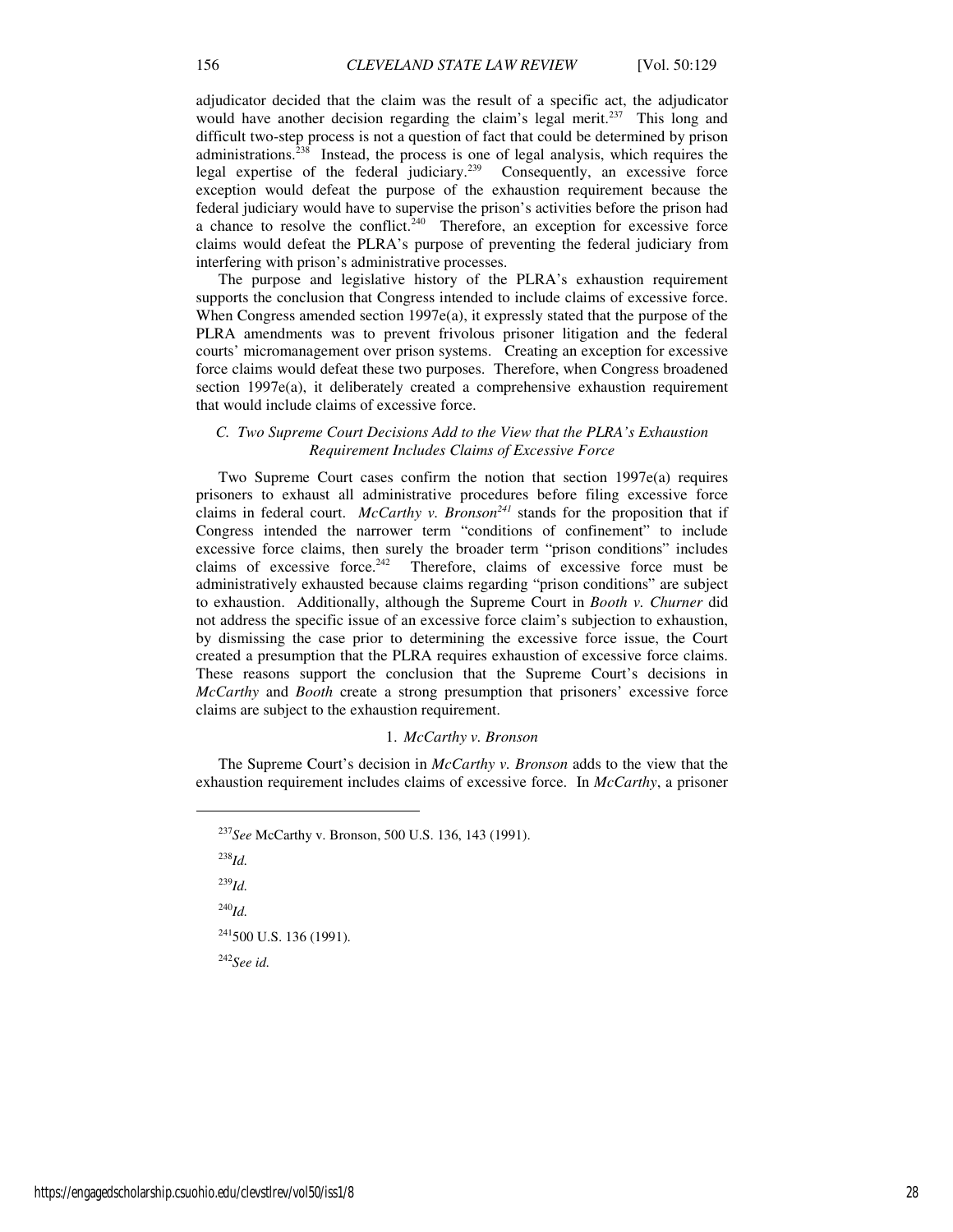adjudicator decided that the claim was the result of a specific act, the adjudicator would have another decision regarding the claim's legal merit.[237] This long and difficult two-step process is not a question of fact that could be determined by prison administrations.[238] Instead, the process is one of legal analysis, which requires the legal expertise of the federal judiciary.[239] Consequently, an excessive force exception would defeat the purpose of the exhaustion requirement because the federal judiciary would have to supervise the prison's activities before the prison had a chance to resolve the conflict.[240] Therefore, an exception for excessive force claims would defeat the PLRA's purpose of preventing the federal judiciary from interfering with prison's administrative processes.

The purpose and legislative history of the PLRA's exhaustion requirement supports the conclusion that Congress intended to include claims of excessive force. When Congress amended section 1997e(a), it expressly stated that the purpose of the PLRA amendments was to prevent frivolous prisoner litigation and the federal courts' micromanagement over prison systems. Creating an exception for excessive force claims would defeat these two purposes. Therefore, when Congress broadened section 1997e(a), it deliberately created a comprehensive exhaustion requirement that would include claims of excessive force.

### *C. Two Supreme Court Decisions Add to the View that the PLRA's Exhaustion Requirement Includes Claims of Excessive Force*

Two Supreme Court cases confirm the notion that section 1997e(a) requires prisoners to exhaust all administrative procedures before filing excessive force claims in federal court. *McCarthy v. Bronson*[241] stands for the proposition that if Congress intended the narrower term "conditions of confinement" to include excessive force claims, then surely the broader term "prison conditions" includes claims of excessive force.[242] Therefore, claims of excessive force must be administratively exhausted because claims regarding "prison conditions" are subject to exhaustion. Additionally, although the Supreme Court in *Booth v. Churner* did not address the specific issue of an excessive force claim's subjection to exhaustion, by dismissing the case prior to determining the excessive force issue, the Court created a presumption that the PLRA requires exhaustion of excessive force claims. These reasons support the conclusion that the Supreme Court's decisions in *McCarthy* and *Booth* create a strong presumption that prisoners' excessive force claims are subject to the exhaustion requirement.

#### 1. *McCarthy v. Bronson*

The Supreme Court's decision in *McCarthy v. Bronson* adds to the view that the exhaustion requirement includes claims of excessive force. In *McCarthy*, a prisoner

---

[237] *See* McCarthy v. Bronson, 500 U.S. 136, 143 (1991).

[238] *Id.*

[239] *Id.*

[240] *Id.*

[241] 500 U.S. 136 (1991).

[242] *See id.*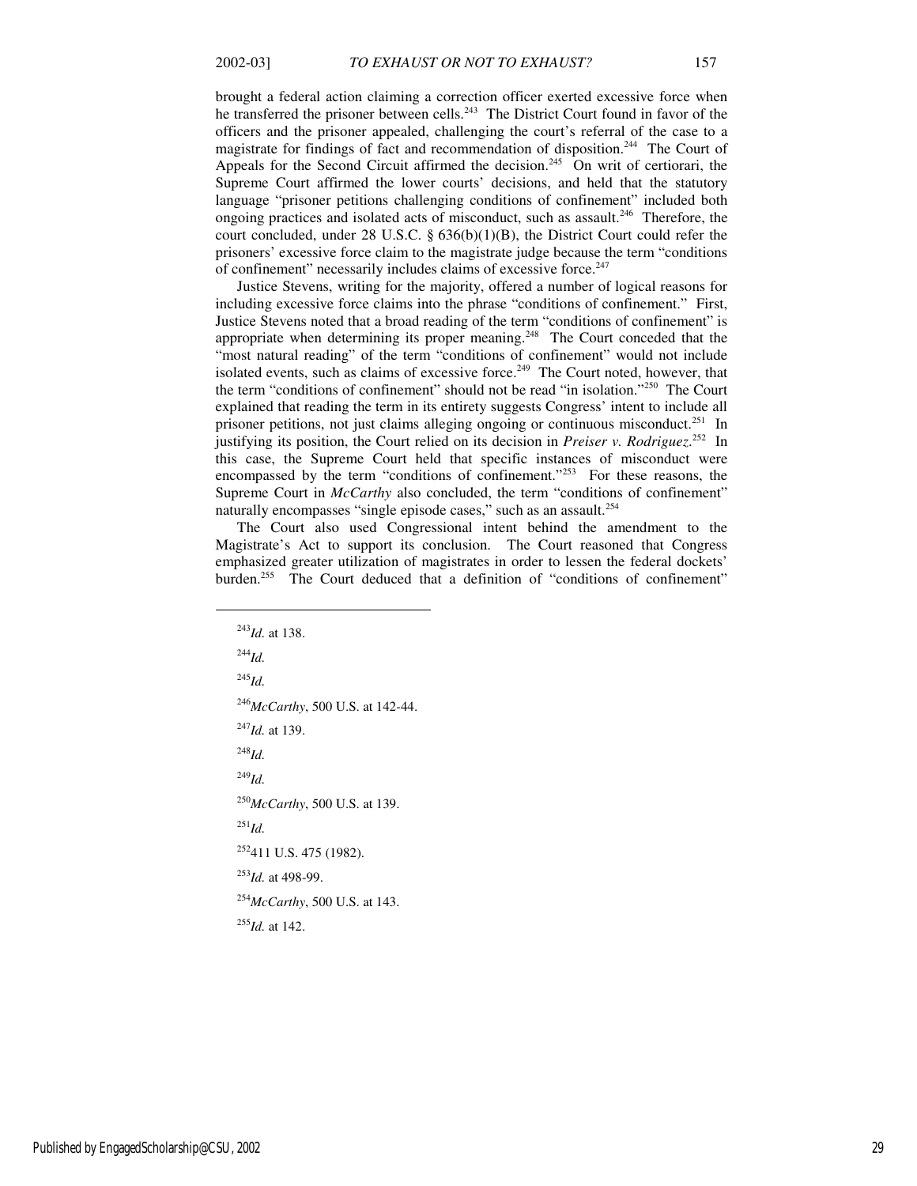brought a federal action claiming a correction officer exerted excessive force when he transferred the prisoner between cells.[243] The District Court found in favor of the officers and the prisoner appealed, challenging the court's referral of the case to a magistrate for findings of fact and recommendation of disposition.[244] The Court of Appeals for the Second Circuit affirmed the decision.[245] On writ of certiorari, the Supreme Court affirmed the lower courts' decisions, and held that the statutory language "prisoner petitions challenging conditions of confinement" included both ongoing practices and isolated acts of misconduct, such as assault.[246] Therefore, the court concluded, under 28 U.S.C. § 636(b)(1)(B), the District Court could refer the prisoners' excessive force claim to the magistrate judge because the term "conditions of confinement" necessarily includes claims of excessive force.[247]

Justice Stevens, writing for the majority, offered a number of logical reasons for including excessive force claims into the phrase "conditions of confinement." First, Justice Stevens noted that a broad reading of the term "conditions of confinement" is appropriate when determining its proper meaning.[248] The Court conceded that the "most natural reading" of the term "conditions of confinement" would not include isolated events, such as claims of excessive force.[249] The Court noted, however, that the term "conditions of confinement" should not be read "in isolation."[250] The Court explained that reading the term in its entirety suggests Congress' intent to include all prisoner petitions, not just claims alleging ongoing or continuous misconduct.[251] In justifying its position, the Court relied on its decision in *Preiser v. Rodriguez*.[252] In this case, the Supreme Court held that specific instances of misconduct were encompassed by the term "conditions of confinement."[253] For these reasons, the Supreme Court in *McCarthy* also concluded, the term "conditions of confinement" naturally encompasses "single episode cases," such as an assault.[254]

The Court also used Congressional intent behind the amendment to the Magistrate's Act to support its conclusion. The Court reasoned that Congress emphasized greater utilization of magistrates in order to lessen the federal dockets' burden.[255] The Court deduced that a definition of "conditions of confinement"

---

[243] *Id.* at 138.

[244] *Id.*

[245] *Id.*

[246] *McCarthy*, 500 U.S. at 142-44.

[247] *Id.* at 139.

[248] *Id.*

[249] *Id.*

[250] *McCarthy*, 500 U.S. at 139.

[251] *Id.*

[252] 411 U.S. 475 (1982).

[253] *Id.* at 498-99.

[254] *McCarthy*, 500 U.S. at 143.

[255] *Id.* at 142.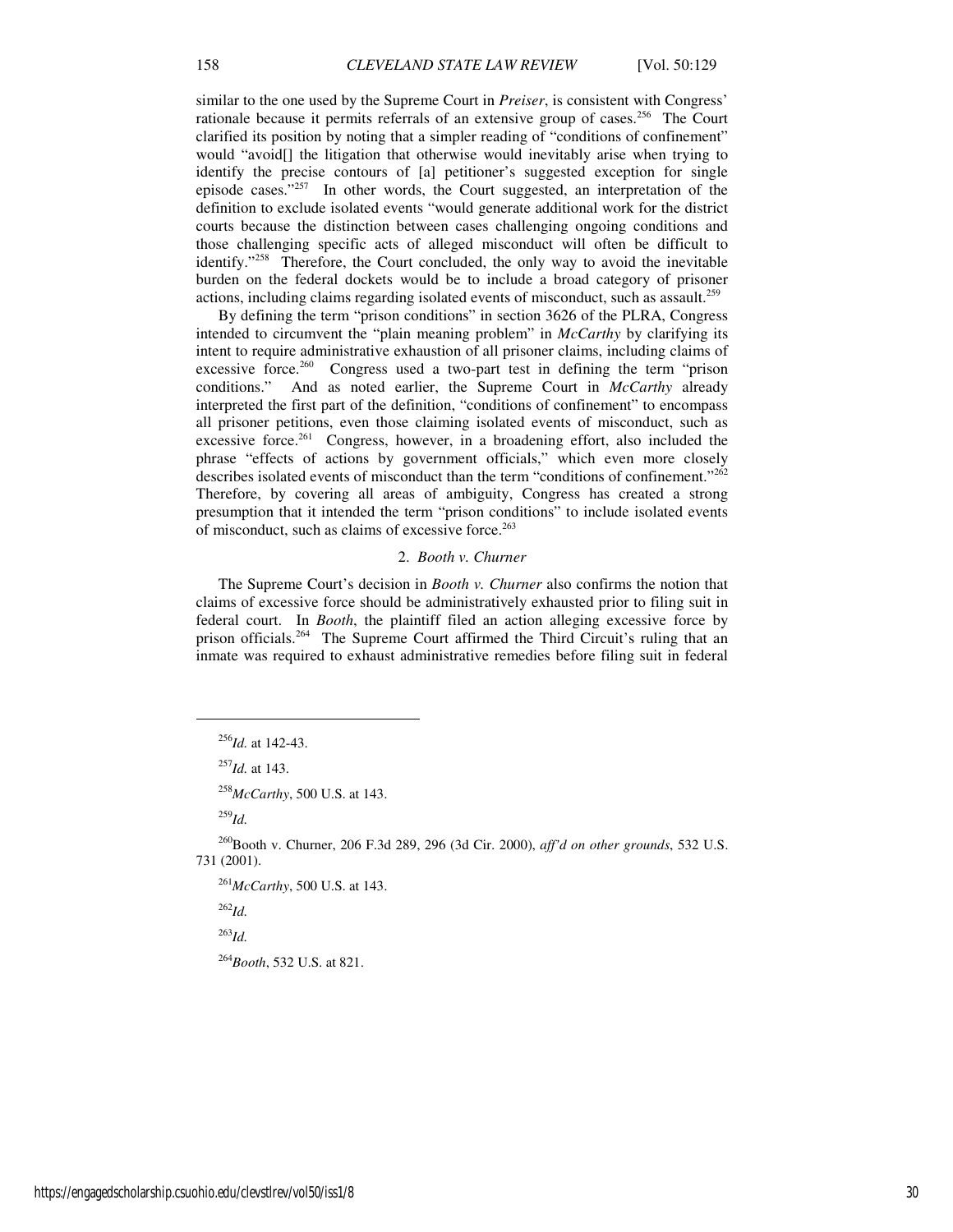similar to the one used by the Supreme Court in *Preiser*, is consistent with Congress' rationale because it permits referrals of an extensive group of cases.[256] The Court clarified its position by noting that a simpler reading of "conditions of confinement" would "avoid[] the litigation that otherwise would inevitably arise when trying to identify the precise contours of [a] petitioner's suggested exception for single episode cases."[257] In other words, the Court suggested, an interpretation of the definition to exclude isolated events "would generate additional work for the district courts because the distinction between cases challenging ongoing conditions and those challenging specific acts of alleged misconduct will often be difficult to identify."[258] Therefore, the Court concluded, the only way to avoid the inevitable burden on the federal dockets would be to include a broad category of prisoner actions, including claims regarding isolated events of misconduct, such as assault.[259]

By defining the term "prison conditions" in section 3626 of the PLRA, Congress intended to circumvent the "plain meaning problem" in *McCarthy* by clarifying its intent to require administrative exhaustion of all prisoner claims, including claims of excessive force.[260] Congress used a two-part test in defining the term "prison conditions." And as noted earlier, the Supreme Court in *McCarthy* already interpreted the first part of the definition, "conditions of confinement" to encompass all prisoner petitions, even those claiming isolated events of misconduct, such as excessive force.[261] Congress, however, in a broadening effort, also included the phrase "effects of actions by government officials," which even more closely describes isolated events of misconduct than the term "conditions of confinement."[262] Therefore, by covering all areas of ambiguity, Congress has created a strong presumption that it intended the term "prison conditions" to include isolated events of misconduct, such as claims of excessive force.[263]

### 2. *Booth v. Churner*

The Supreme Court's decision in *Booth v. Churner* also confirms the notion that claims of excessive force should be administratively exhausted prior to filing suit in federal court. In *Booth*, the plaintiff filed an action alleging excessive force by prison officials.[264] The Supreme Court affirmed the Third Circuit's ruling that an inmate was required to exhaust administrative remedies before filing suit in federal

---

[256] *Id.* at 142-43.

[257] *Id.* at 143.

[258] *McCarthy*, 500 U.S. at 143.

[259] *Id.*

[260] Booth v. Churner, 206 F.3d 289, 296 (3d Cir. 2000), *aff'd on other grounds*, 532 U.S. 731 (2001).

[261] *McCarthy*, 500 U.S. at 143.

[262] *Id.*

[263] *Id.*

[264] *Booth*, 532 U.S. at 821.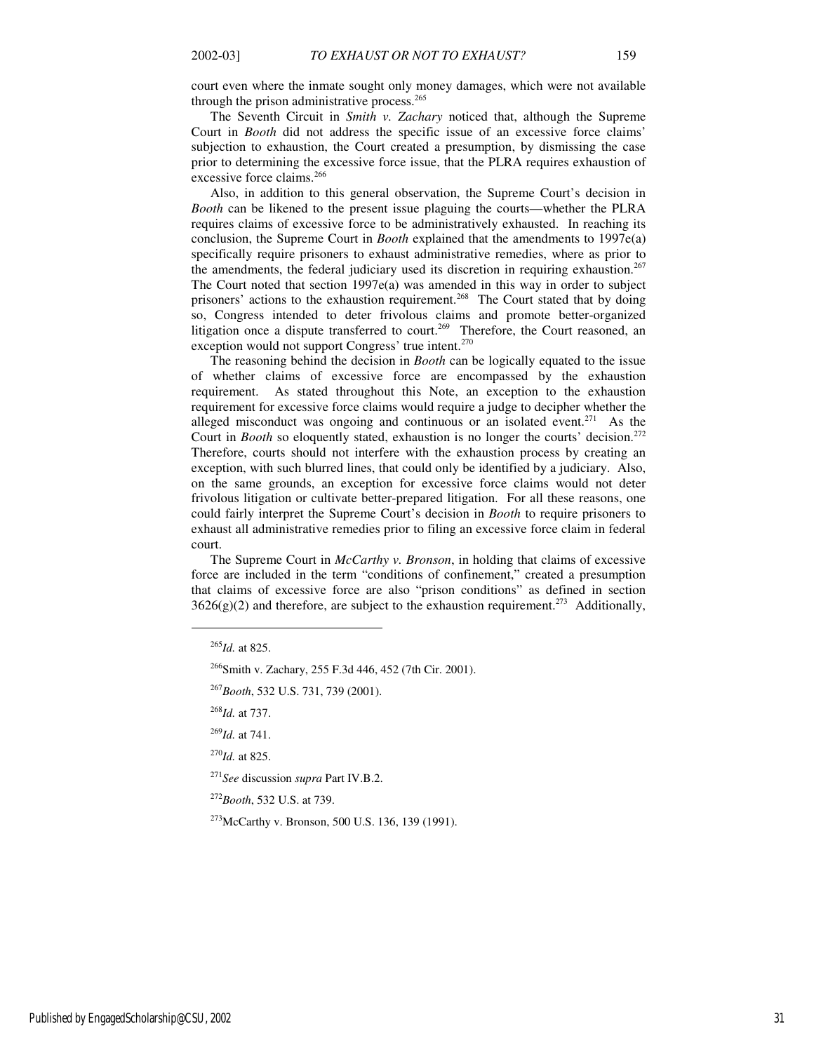court even where the inmate sought only money damages, which were not available through the prison administrative process.[265]

The Seventh Circuit in *Smith v. Zachary* noticed that, although the Supreme Court in *Booth* did not address the specific issue of an excessive force claims' subjection to exhaustion, the Court created a presumption, by dismissing the case prior to determining the excessive force issue, that the PLRA requires exhaustion of excessive force claims.[266]

Also, in addition to this general observation, the Supreme Court's decision in *Booth* can be likened to the present issue plaguing the courts—whether the PLRA requires claims of excessive force to be administratively exhausted. In reaching its conclusion, the Supreme Court in *Booth* explained that the amendments to 1997e(a) specifically require prisoners to exhaust administrative remedies, where as prior to the amendments, the federal judiciary used its discretion in requiring exhaustion.[267] The Court noted that section 1997e(a) was amended in this way in order to subject prisoners' actions to the exhaustion requirement.[268] The Court stated that by doing so, Congress intended to deter frivolous claims and promote better-organized litigation once a dispute transferred to court.[269] Therefore, the Court reasoned, an exception would not support Congress' true intent.[270]

The reasoning behind the decision in *Booth* can be logically equated to the issue of whether claims of excessive force are encompassed by the exhaustion requirement. As stated throughout this Note, an exception to the exhaustion requirement for excessive force claims would require a judge to decipher whether the alleged misconduct was ongoing and continuous or an isolated event.[271] As the Court in *Booth* so eloquently stated, exhaustion is no longer the courts' decision.[272] Therefore, courts should not interfere with the exhaustion process by creating an exception, with such blurred lines, that could only be identified by a judiciary. Also, on the same grounds, an exception for excessive force claims would not deter frivolous litigation or cultivate better-prepared litigation. For all these reasons, one could fairly interpret the Supreme Court's decision in *Booth* to require prisoners to exhaust all administrative remedies prior to filing an excessive force claim in federal court.

The Supreme Court in *McCarthy v. Bronson*, in holding that claims of excessive force are included in the term "conditions of confinement," created a presumption that claims of excessive force are also "prison conditions" as defined in section 3626(g)(2) and therefore, are subject to the exhaustion requirement.[273] Additionally,

---

[265] *Id.* at 825.

[266] Smith v. Zachary, 255 F.3d 446, 452 (7th Cir. 2001).

[267] *Booth*, 532 U.S. 731, 739 (2001).

[268] *Id.* at 737.

[269] *Id.* at 741.

[270] *Id.* at 825.

[271] *See* discussion *supra* Part IV.B.2.

[272] *Booth*, 532 U.S. at 739.

[273] McCarthy v. Bronson, 500 U.S. 136, 139 (1991).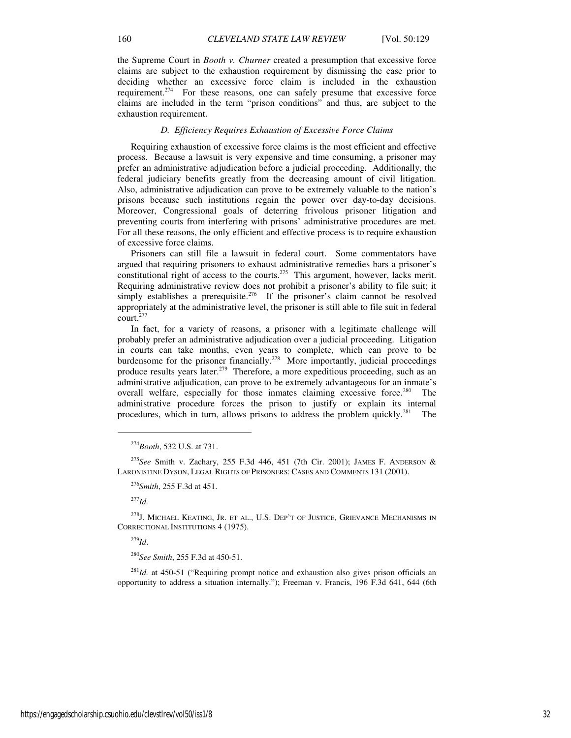the Supreme Court in *Booth v. Churner* created a presumption that excessive force claims are subject to the exhaustion requirement by dismissing the case prior to deciding whether an excessive force claim is included in the exhaustion requirement.[274] For these reasons, one can safely presume that excessive force claims are included in the term "prison conditions" and thus, are subject to the exhaustion requirement.

### *D. Efficiency Requires Exhaustion of Excessive Force Claims*

Requiring exhaustion of excessive force claims is the most efficient and effective process. Because a lawsuit is very expensive and time consuming, a prisoner may prefer an administrative adjudication before a judicial proceeding. Additionally, the federal judiciary benefits greatly from the decreasing amount of civil litigation. Also, administrative adjudication can prove to be extremely valuable to the nation's prisons because such institutions regain the power over day-to-day decisions. Moreover, Congressional goals of deterring frivolous prisoner litigation and preventing courts from interfering with prisons' administrative procedures are met. For all these reasons, the only efficient and effective process is to require exhaustion of excessive force claims.

Prisoners can still file a lawsuit in federal court. Some commentators have argued that requiring prisoners to exhaust administrative remedies bars a prisoner's constitutional right of access to the courts.[275] This argument, however, lacks merit. Requiring administrative review does not prohibit a prisoner's ability to file suit; it simply establishes a prerequisite.[276] If the prisoner's claim cannot be resolved appropriately at the administrative level, the prisoner is still able to file suit in federal court.[277]

In fact, for a variety of reasons, a prisoner with a legitimate challenge will probably prefer an administrative adjudication over a judicial proceeding. Litigation in courts can take months, even years to complete, which can prove to be burdensome for the prisoner financially.[278] More importantly, judicial proceedings produce results years later.[279] Therefore, a more expeditious proceeding, such as an administrative adjudication, can prove to be extremely advantageous for an inmate's overall welfare, especially for those inmates claiming excessive force.[280] The administrative procedure forces the prison to justify or explain its internal procedures, which in turn, allows prisons to address the problem quickly.[281] The

---

[274] *Booth*, 532 U.S. at 731.

[275] *See* Smith v. Zachary, 255 F.3d 446, 451 (7th Cir. 2001); JAMES F. ANDERSON & LARONISTINE DYSON, LEGAL RIGHTS OF PRISONERS: CASES AND COMMENTS 131 (2001).

[276] *Smith*, 255 F.3d at 451.

[277] *Id.*

[278] J. MICHAEL KEATING, JR. ET AL., U.S. DEP'T OF JUSTICE, GRIEVANCE MECHANISMS IN CORRECTIONAL INSTITUTIONS 4 (1975).

[279] *Id*.

[280] *See Smith*, 255 F.3d at 450-51.

[281] *Id.* at 450-51 ("Requiring prompt notice and exhaustion also gives prison officials an opportunity to address a situation internally."); Freeman v. Francis, 196 F.3d 641, 644 (6th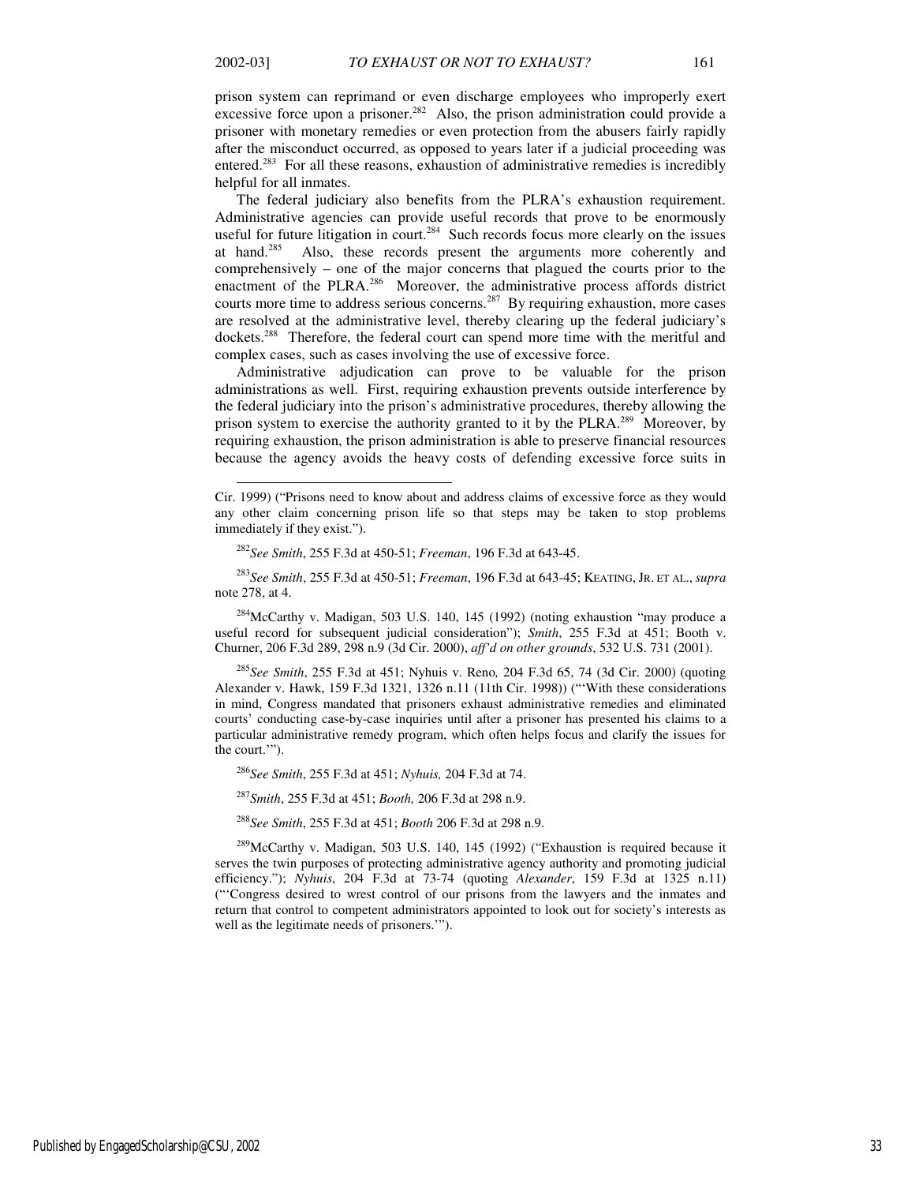prison system can reprimand or even discharge employees who improperly exert excessive force upon a prisoner.[282] Also, the prison administration could provide a prisoner with monetary remedies or even protection from the abusers fairly rapidly after the misconduct occurred, as opposed to years later if a judicial proceeding was entered.[283] For all these reasons, exhaustion of administrative remedies is incredibly helpful for all inmates.

The federal judiciary also benefits from the PLRA's exhaustion requirement. Administrative agencies can provide useful records that prove to be enormously useful for future litigation in court.[284] Such records focus more clearly on the issues at hand.[285] Also, these records present the arguments more coherently and comprehensively – one of the major concerns that plagued the courts prior to the enactment of the PLRA.[286] Moreover, the administrative process affords district courts more time to address serious concerns.[287] By requiring exhaustion, more cases are resolved at the administrative level, thereby clearing up the federal judiciary's dockets.[288] Therefore, the federal court can spend more time with the meritful and complex cases, such as cases involving the use of excessive force.

Administrative adjudication can prove to be valuable for the prison administrations as well. First, requiring exhaustion prevents outside interference by the federal judiciary into the prison's administrative procedures, thereby allowing the prison system to exercise the authority granted to it by the PLRA.[289] Moreover, by requiring exhaustion, the prison administration is able to preserve financial resources because the agency avoids the heavy costs of defending excessive force suits in

---

Cir. 1999) ("Prisons need to know about and address claims of excessive force as they would any other claim concerning prison life so that steps may be taken to stop problems immediately if they exist.").

[282] *See Smith*, 255 F.3d at 450-51; *Freeman*, 196 F.3d at 643-45.

[283] *See Smith*, 255 F.3d at 450-51; *Freeman*, 196 F.3d at 643-45; KEATING, JR. ET AL., *supra* note 278, at 4.

[284] McCarthy v. Madigan, 503 U.S. 140, 145 (1992) (noting exhaustion "may produce a useful record for subsequent judicial consideration"); *Smith*, 255 F.3d at 451; Booth v. Churner, 206 F.3d 289, 298 n.9 (3d Cir. 2000), *aff'd on other grounds*, 532 U.S. 731 (2001).

[285] *See Smith*, 255 F.3d at 451; Nyhuis v. Reno*,* 204 F.3d 65, 74 (3d Cir. 2000) (quoting Alexander v. Hawk, 159 F.3d 1321, 1326 n.11 (11th Cir. 1998)) ("'With these considerations in mind, Congress mandated that prisoners exhaust administrative remedies and eliminated courts' conducting case-by-case inquiries until after a prisoner has presented his claims to a particular administrative remedy program, which often helps focus and clarify the issues for the court.'").

[286] *See Smith*, 255 F.3d at 451; *Nyhuis,* 204 F.3d at 74.

[287] *Smith*, 255 F.3d at 451; *Booth,* 206 F.3d at 298 n.9.

[288] *See Smith*, 255 F.3d at 451; *Booth* 206 F.3d at 298 n.9.

[289] McCarthy v. Madigan, 503 U.S. 140, 145 (1992) ("Exhaustion is required because it serves the twin purposes of protecting administrative agency authority and promoting judicial efficiency."); *Nyhuis*, 204 F.3d at 73-74 (quoting *Alexander*, 159 F.3d at 1325 n.11) ("'Congress desired to wrest control of our prisons from the lawyers and the inmates and return that control to competent administrators appointed to look out for society's interests as well as the legitimate needs of prisoners.'").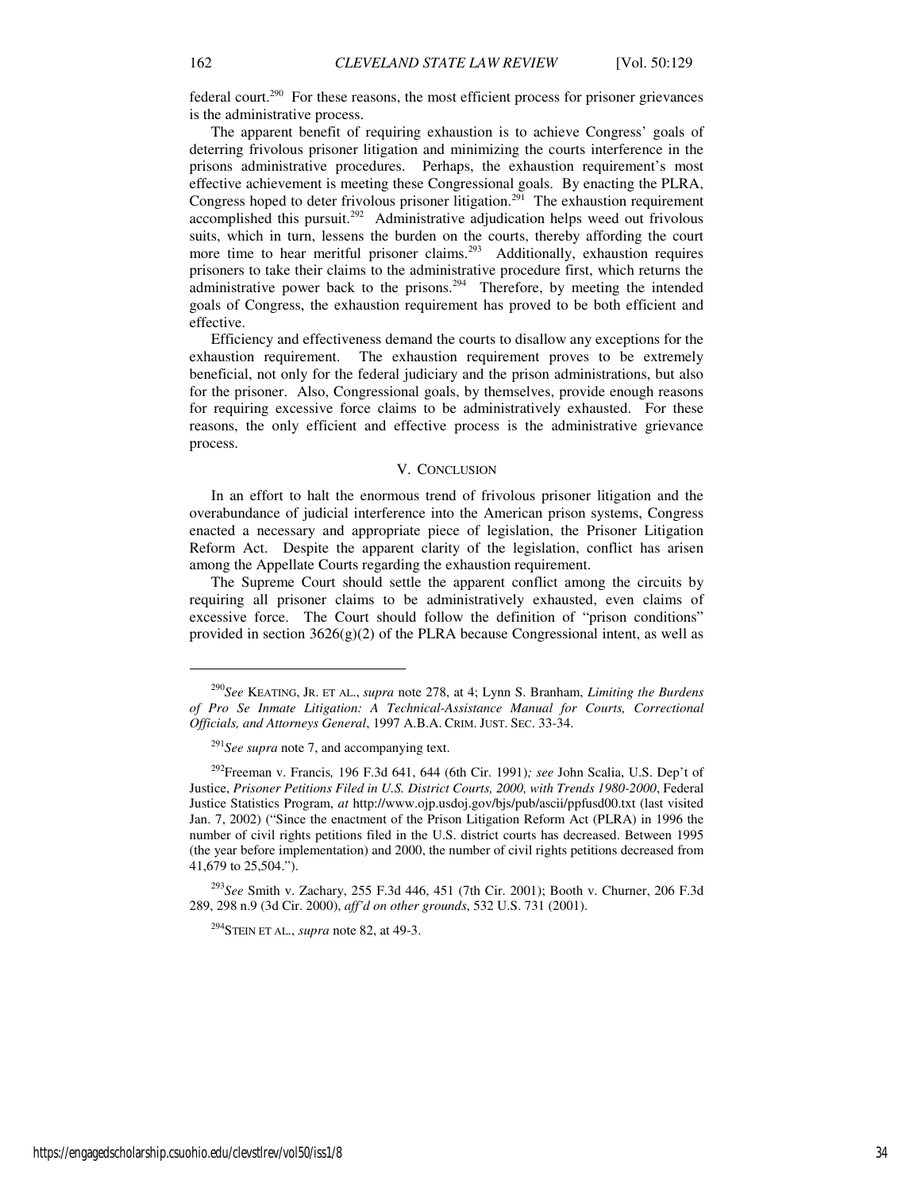federal court.[290] For these reasons, the most efficient process for prisoner grievances is the administrative process.

The apparent benefit of requiring exhaustion is to achieve Congress' goals of deterring frivolous prisoner litigation and minimizing the courts interference in the prisons administrative procedures. Perhaps, the exhaustion requirement's most effective achievement is meeting these Congressional goals. By enacting the PLRA, Congress hoped to deter frivolous prisoner litigation.[291] The exhaustion requirement accomplished this pursuit.[292] Administrative adjudication helps weed out frivolous suits, which in turn, lessens the burden on the courts, thereby affording the court more time to hear meritful prisoner claims.[293] Additionally, exhaustion requires prisoners to take their claims to the administrative procedure first, which returns the administrative power back to the prisons.[294] Therefore, by meeting the intended goals of Congress, the exhaustion requirement has proved to be both efficient and effective.

Efficiency and effectiveness demand the courts to disallow any exceptions for the exhaustion requirement. The exhaustion requirement proves to be extremely beneficial, not only for the federal judiciary and the prison administrations, but also for the prisoner. Also, Congressional goals, by themselves, provide enough reasons for requiring excessive force claims to be administratively exhausted. For these reasons, the only efficient and effective process is the administrative grievance process.

## V. CONCLUSION

In an effort to halt the enormous trend of frivolous prisoner litigation and the overabundance of judicial interference into the American prison systems, Congress enacted a necessary and appropriate piece of legislation, the Prisoner Litigation Reform Act. Despite the apparent clarity of the legislation, conflict has arisen among the Appellate Courts regarding the exhaustion requirement.

The Supreme Court should settle the apparent conflict among the circuits by requiring all prisoner claims to be administratively exhausted, even claims of excessive force. The Court should follow the definition of "prison conditions" provided in section 3626(g)(2) of the PLRA because Congressional intent, as well as

---

[290] *See* KEATING, JR. ET AL., *supra* note 278, at 4; Lynn S. Branham, *Limiting the Burdens of Pro Se Inmate Litigation: A Technical-Assistance Manual for Courts, Correctional Officials, and Attorneys General*, 1997 A.B.A. CRIM. JUST. SEC. 33-34.

[291] *See supra* note 7, and accompanying text.

[292] Freeman v. Francis*,* 196 F.3d 641, 644 (6th Cir. 1991)*; see* John Scalia, U.S. Dep't of Justice, *Prisoner Petitions Filed in U.S. District Courts, 2000, with Trends 1980-2000*, Federal Justice Statistics Program, *at* http://www.ojp.usdoj.gov/bjs/pub/ascii/ppfusd00.txt (last visited Jan. 7, 2002) ("Since the enactment of the Prison Litigation Reform Act (PLRA) in 1996 the number of civil rights petitions filed in the U.S. district courts has decreased. Between 1995 (the year before implementation) and 2000, the number of civil rights petitions decreased from 41,679 to 25,504.").

[293] *See* Smith v. Zachary, 255 F.3d 446, 451 (7th Cir. 2001); Booth v. Churner, 206 F.3d 289, 298 n.9 (3d Cir. 2000), *aff'd on other grounds*, 532 U.S. 731 (2001).

[294] STEIN ET AL., *supra* note 82, at 49-3.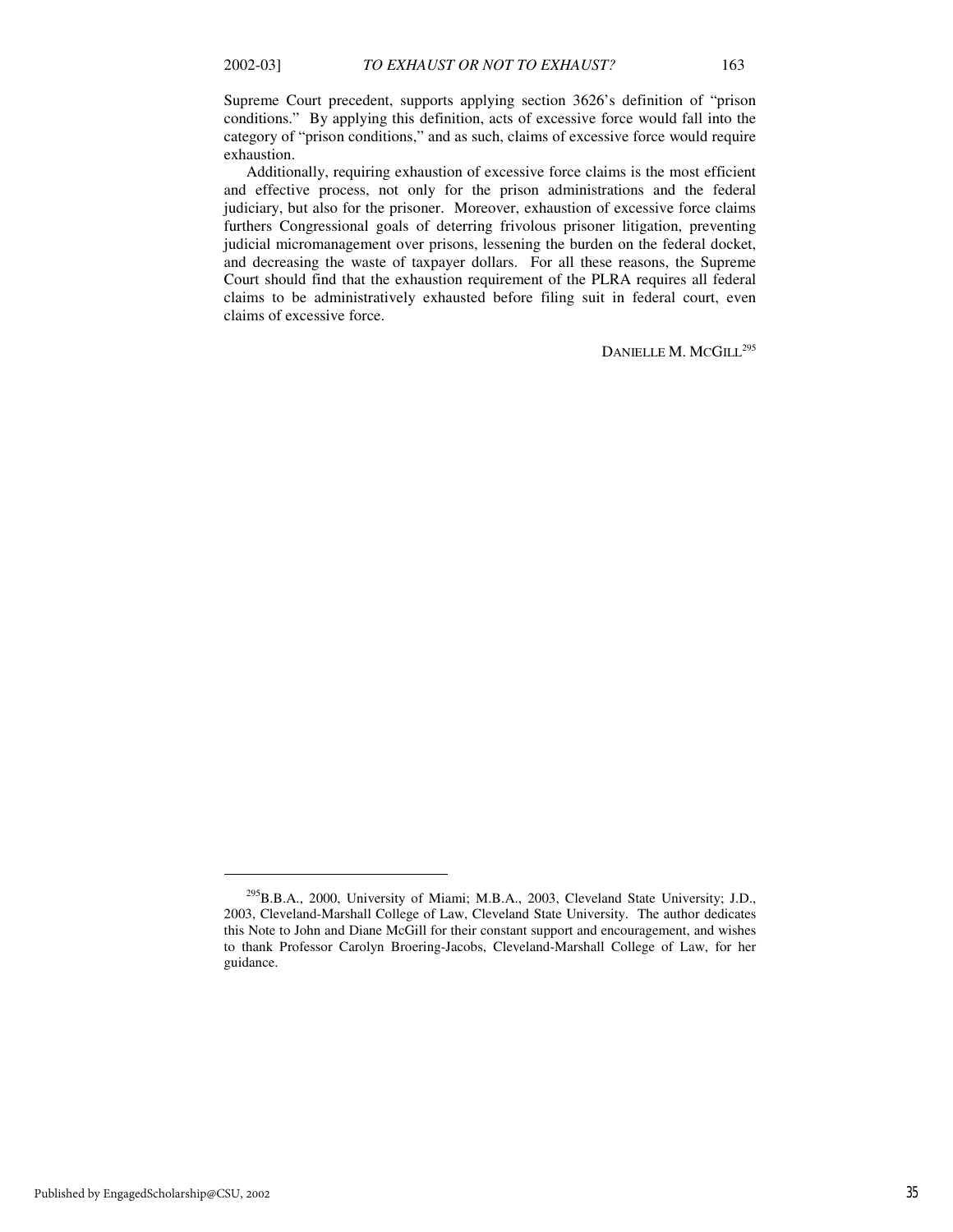Supreme Court precedent, supports applying section 3626's definition of "prison conditions." By applying this definition, acts of excessive force would fall into the category of "prison conditions," and as such, claims of excessive force would require exhaustion.

Additionally, requiring exhaustion of excessive force claims is the most efficient and effective process, not only for the prison administrations and the federal judiciary, but also for the prisoner. Moreover, exhaustion of excessive force claims furthers Congressional goals of deterring frivolous prisoner litigation, preventing judicial micromanagement over prisons, lessening the burden on the federal docket, and decreasing the waste of taxpayer dollars. For all these reasons, the Supreme Court should find that the exhaustion requirement of the PLRA requires all federal claims to be administratively exhausted before filing suit in federal court, even claims of excessive force.

DANIELLE M. MCGILL[295]

---

[295] B.B.A., 2000, University of Miami; M.B.A., 2003, Cleveland State University; J.D., 2003, Cleveland-Marshall College of Law, Cleveland State University. The author dedicates this Note to John and Diane McGill for their constant support and encouragement, and wishes to thank Professor Carolyn Broering-Jacobs, Cleveland-Marshall College of Law, for her guidance.